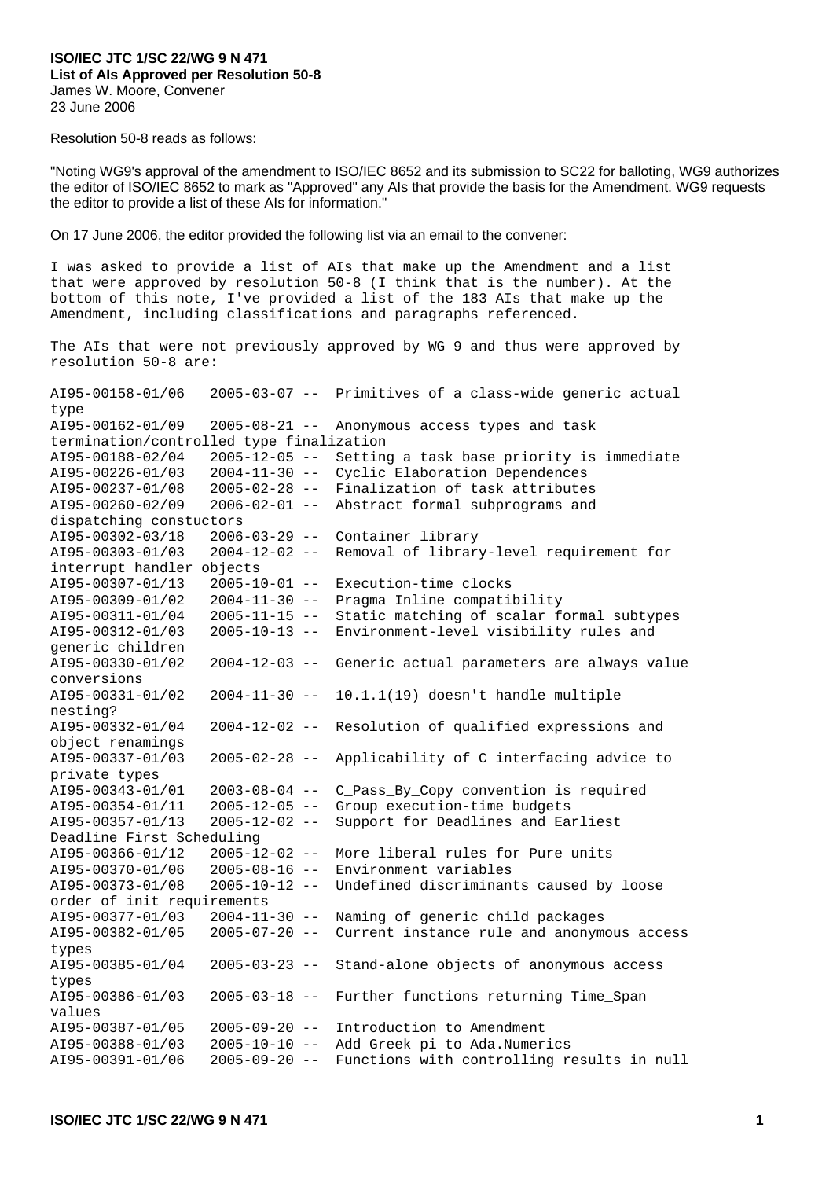**ISO/IEC JTC 1/SC 22/WG 9 N 471**
**List of AIs Approved per Resolution 50-8**
James W. Moore, Convener
23 June 2006

Resolution 50-8 reads as follows:

"Noting WG9's approval of the amendment to ISO/IEC 8652 and its submission to SC22 for balloting, WG9 authorizes the editor of ISO/IEC 8652 to mark as "Approved" any AIs that provide the basis for the Amendment. WG9 requests the editor to provide a list of these AIs for information."

On 17 June 2006, the editor provided the following list via an email to the convener:

```
I was asked to provide a list of AIs that make up the Amendment and a list
that were approved by resolution 50-8 (I think that is the number). At the
bottom of this note, I've provided a list of the 183 AIs that make up the
Amendment, including classifications and paragraphs referenced.

The AIs that were not previously approved by WG 9 and thus were approved by
resolution 50-8 are:

AI95-00158-01/06   2005-03-07 --  Primitives of a class-wide generic actual
type
AI95-00162-01/09   2005-08-21 --  Anonymous access types and task
termination/controlled type finalization
AI95-00188-02/04   2005-12-05 --  Setting a task base priority is immediate
AI95-00226-01/03   2004-11-30 --  Cyclic Elaboration Dependences
AI95-00237-01/08   2005-02-28 --  Finalization of task attributes
AI95-00260-02/09   2006-02-01 --  Abstract formal subprograms and
dispatching constuctors
AI95-00302-03/18   2006-03-29 --  Container library
AI95-00303-01/03   2004-12-02 --  Removal of library-level requirement for
interrupt handler objects
AI95-00307-01/13   2005-10-01 --  Execution-time clocks
AI95-00309-01/02   2004-11-30 --  Pragma Inline compatibility
AI95-00311-01/04   2005-11-15 --  Static matching of scalar formal subtypes
AI95-00312-01/03   2005-10-13 --  Environment-level visibility rules and
generic children
AI95-00330-01/02   2004-12-03 --  Generic actual parameters are always value
conversions
AI95-00331-01/02   2004-11-30 --  10.1.1(19) doesn't handle multiple
nesting?
AI95-00332-01/04   2004-12-02 --  Resolution of qualified expressions and
object renamings
AI95-00337-01/03   2005-02-28 --  Applicability of C interfacing advice to
private types
AI95-00343-01/01   2003-08-04 --  C_Pass_By_Copy convention is required
AI95-00354-01/11   2005-12-05 --  Group execution-time budgets
AI95-00357-01/13   2005-12-02 --  Support for Deadlines and Earliest
Deadline First Scheduling
AI95-00366-01/12   2005-12-02 --  More liberal rules for Pure units
AI95-00370-01/06   2005-08-16 --  Environment variables
AI95-00373-01/08   2005-10-12 --  Undefined discriminants caused by loose
order of init requirements
AI95-00377-01/03   2004-11-30 --  Naming of generic child packages
AI95-00382-01/05   2005-07-20 --  Current instance rule and anonymous access
types
AI95-00385-01/04   2005-03-23 --  Stand-alone objects of anonymous access
types
AI95-00386-01/03   2005-03-18 --  Further functions returning Time_Span
values
AI95-00387-01/05   2005-09-20 --  Introduction to Amendment
AI95-00388-01/03   2005-10-10 --  Add Greek pi to Ada.Numerics
AI95-00391-01/06   2005-09-20 --  Functions with controlling results in null
```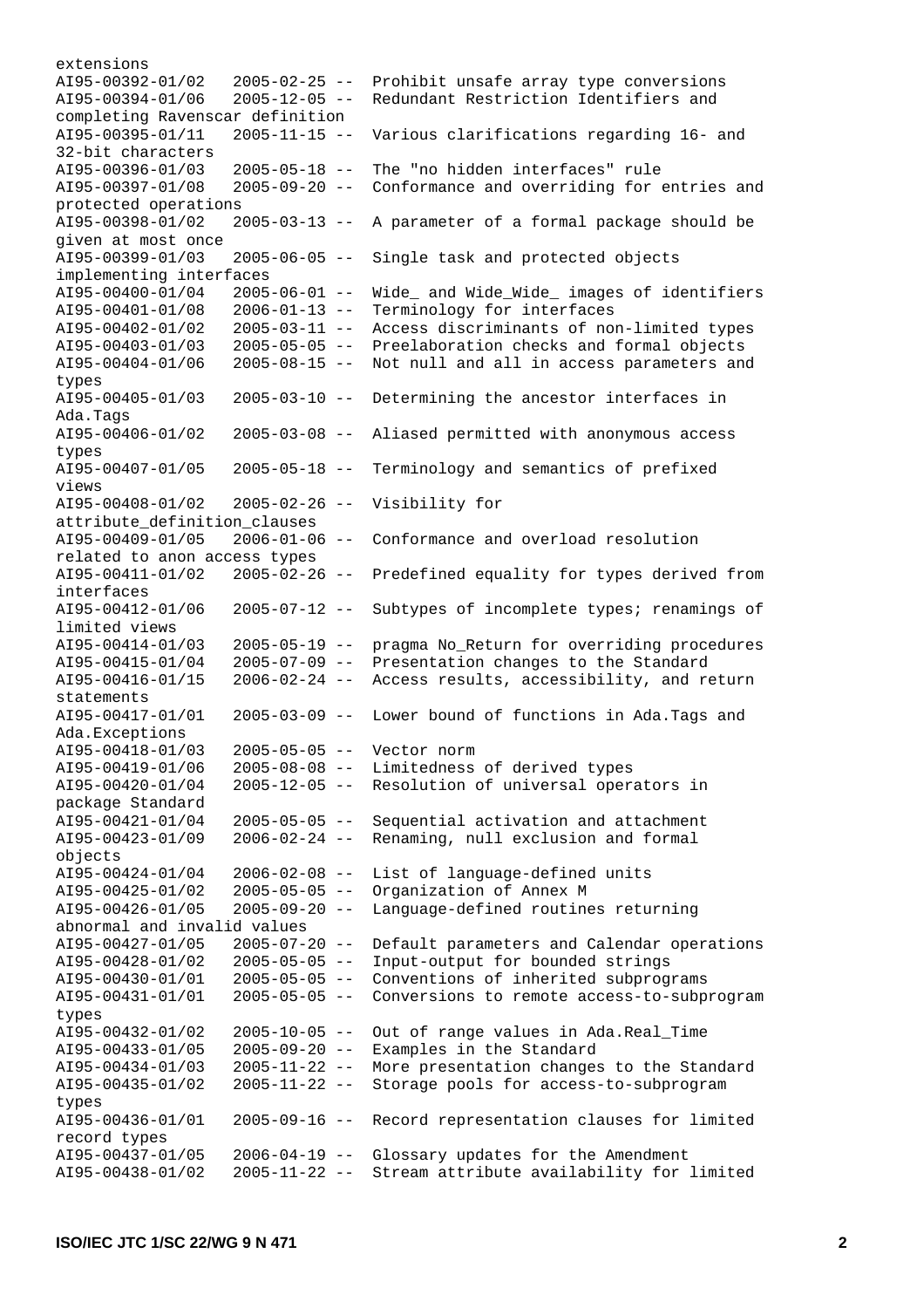extensions
AI95-00392-01/02 2005-02-25 -- Prohibit unsafe array type conversions
AI95-00394-01/06 2005-12-05 -- Redundant Restriction Identifiers and completing Ravenscar definition
AI95-00395-01/11 2005-11-15 -- Various clarifications regarding 16- and 32-bit characters
AI95-00396-01/03 2005-05-18 -- The "no hidden interfaces" rule
AI95-00397-01/08 2005-09-20 -- Conformance and overriding for entries and protected operations
AI95-00398-01/02 2005-03-13 -- A parameter of a formal package should be given at most once
AI95-00399-01/03 2005-06-05 -- Single task and protected objects implementing interfaces
AI95-00400-01/04 2005-06-01 -- Wide_ and Wide_Wide_ images of identifiers
AI95-00401-01/08 2006-01-13 -- Terminology for interfaces
AI95-00402-01/02 2005-03-11 -- Access discriminants of non-limited types
AI95-00403-01/03 2005-05-05 -- Preelaboration checks and formal objects
AI95-00404-01/06 2005-08-15 -- Not null and all in access parameters and types
AI95-00405-01/03 2005-03-10 -- Determining the ancestor interfaces in Ada.Tags
AI95-00406-01/02 2005-03-08 -- Aliased permitted with anonymous access types
AI95-00407-01/05 2005-05-18 -- Terminology and semantics of prefixed views
AI95-00408-01/02 2005-02-26 -- Visibility for attribute_definition_clauses
AI95-00409-01/05 2006-01-06 -- Conformance and overload resolution related to anon access types
AI95-00411-01/02 2005-02-26 -- Predefined equality for types derived from interfaces
AI95-00412-01/06 2005-07-12 -- Subtypes of incomplete types; renamings of limited views
AI95-00414-01/03 2005-05-19 -- pragma No_Return for overriding procedures
AI95-00415-01/04 2005-07-09 -- Presentation changes to the Standard
AI95-00416-01/15 2006-02-24 -- Access results, accessibility, and return statements
AI95-00417-01/01 2005-03-09 -- Lower bound of functions in Ada.Tags and Ada.Exceptions
AI95-00418-01/03 2005-05-05 -- Vector norm
AI95-00419-01/06 2005-08-08 -- Limitedness of derived types
AI95-00420-01/04 2005-12-05 -- Resolution of universal operators in package Standard
AI95-00421-01/04 2005-05-05 -- Sequential activation and attachment
AI95-00423-01/09 2006-02-24 -- Renaming, null exclusion and formal objects
AI95-00424-01/04 2006-02-08 -- List of language-defined units
AI95-00425-01/02 2005-05-05 -- Organization of Annex M
AI95-00426-01/05 2005-09-20 -- Language-defined routines returning abnormal and invalid values
AI95-00427-01/05 2005-07-20 -- Default parameters and Calendar operations
AI95-00428-01/02 2005-05-05 -- Input-output for bounded strings
AI95-00430-01/01 2005-05-05 -- Conventions of inherited subprograms
AI95-00431-01/01 2005-05-05 -- Conversions to remote access-to-subprogram types
AI95-00432-01/02 2005-10-05 -- Out of range values in Ada.Real_Time
AI95-00433-01/05 2005-09-20 -- Examples in the Standard
AI95-00434-01/03 2005-11-22 -- More presentation changes to the Standard
AI95-00435-01/02 2005-11-22 -- Storage pools for access-to-subprogram types
AI95-00436-01/01 2005-09-16 -- Record representation clauses for limited record types
AI95-00437-01/05 2006-04-19 -- Glossary updates for the Amendment
AI95-00438-01/02 2005-11-22 -- Stream attribute availability for limited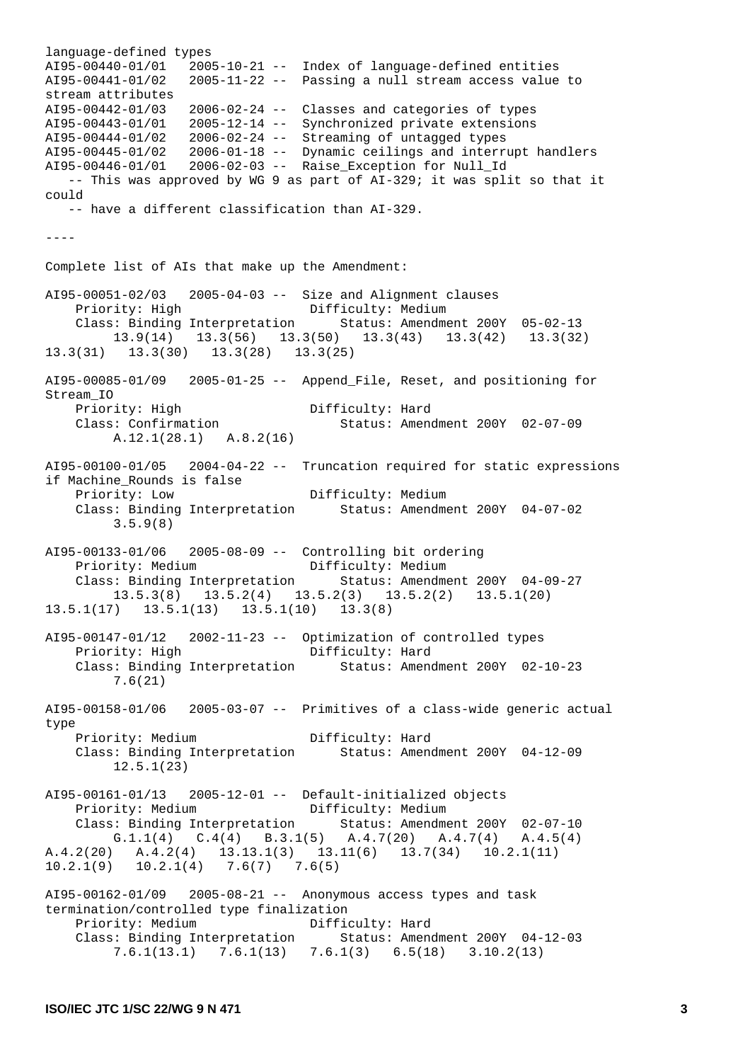language-defined types

```
AI95-00440-01/01   2005-10-21 --  Index of language-defined entities
AI95-00441-01/02   2005-11-22 --  Passing a null stream access value to
stream attributes
AI95-00442-01/03   2006-02-24 --  Classes and categories of types
AI95-00443-01/01   2005-12-14 --  Synchronized private extensions
AI95-00444-01/02   2006-02-24 --  Streaming of untagged types
AI95-00445-01/02   2006-01-18 --  Dynamic ceilings and interrupt handlers
AI95-00446-01/01   2006-02-03 --  Raise_Exception for Null_Id
   -- This was approved by WG 9 as part of AI-329; it was split so that it
could
   -- have a different classification than AI-329.
```

----

Complete list of AIs that make up the Amendment:

```
AI95-00051-02/03   2005-04-03 --  Size and Alignment clauses
    Priority: High                  Difficulty: Medium
    Class: Binding Interpretation      Status: Amendment 200Y  05-02-13
         13.9(14)   13.3(56)   13.3(50)   13.3(43)   13.3(42)   13.3(32)
13.3(31)   13.3(30)   13.3(28)   13.3(25)

AI95-00085-01/09   2005-01-25 --  Append_File, Reset, and positioning for
Stream_IO
    Priority: High                  Difficulty: Hard
    Class: Confirmation                Status: Amendment 200Y  02-07-09
         A.12.1(28.1)   A.8.2(16)

AI95-00100-01/05   2004-04-22 --  Truncation required for static expressions
if Machine_Rounds is false
    Priority: Low                   Difficulty: Medium
    Class: Binding Interpretation      Status: Amendment 200Y  04-07-02
         3.5.9(8)

AI95-00133-01/06   2005-08-09 --  Controlling bit ordering
    Priority: Medium                Difficulty: Medium
    Class: Binding Interpretation      Status: Amendment 200Y  04-09-27
         13.5.3(8)   13.5.2(4)   13.5.2(3)   13.5.2(2)   13.5.1(20)
13.5.1(17)   13.5.1(13)   13.5.1(10)   13.3(8)

AI95-00147-01/12   2002-11-23 --  Optimization of controlled types
    Priority: High                  Difficulty: Hard
    Class: Binding Interpretation      Status: Amendment 200Y  02-10-23
         7.6(21)

AI95-00158-01/06   2005-03-07 --  Primitives of a class-wide generic actual
type
    Priority: Medium                Difficulty: Hard
    Class: Binding Interpretation      Status: Amendment 200Y  04-12-09
         12.5.1(23)

AI95-00161-01/13   2005-12-01 --  Default-initialized objects
    Priority: Medium                Difficulty: Medium
    Class: Binding Interpretation      Status: Amendment 200Y  02-07-10
         G.1.1(4)   C.4(4)   B.3.1(5)   A.4.7(20)   A.4.7(4)   A.4.5(4)
A.4.2(20)   A.4.2(4)   13.13.1(3)   13.11(6)   13.7(34)   10.2.1(11)
10.2.1(9)   10.2.1(4)   7.6(7)   7.6(5)

AI95-00162-01/09   2005-08-21 --  Anonymous access types and task
termination/controlled type finalization
    Priority: Medium                Difficulty: Hard
    Class: Binding Interpretation      Status: Amendment 200Y  04-12-03
         7.6.1(13.1)   7.6.1(13)   7.6.1(3)   6.5(18)   3.10.2(13)
```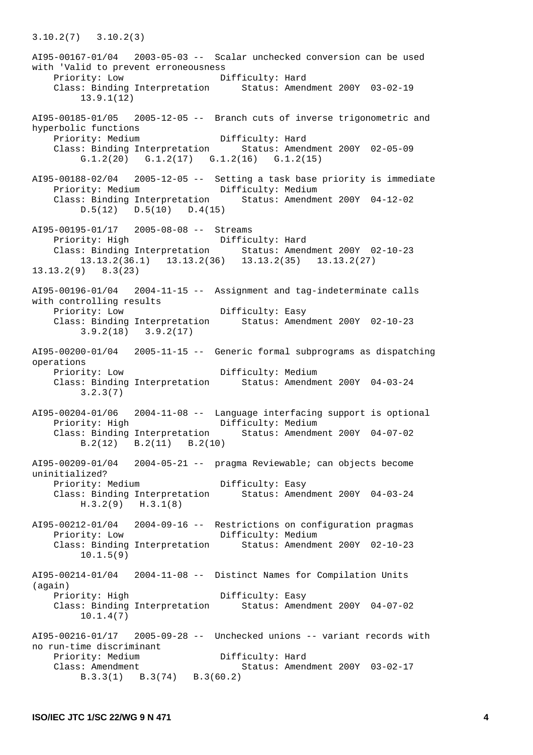```
3.10.2(7)   3.10.2(3)

AI95-00167-01/04   2003-05-03 --  Scalar unchecked conversion can be used
with 'Valid to prevent erroneousness
    Priority: Low                  Difficulty: Hard
    Class: Binding Interpretation      Status: Amendment 200Y  03-02-19
         13.9.1(12)

AI95-00185-01/05   2005-12-05 --  Branch cuts of inverse trigonometric and
hyperbolic functions
    Priority: Medium               Difficulty: Hard
    Class: Binding Interpretation      Status: Amendment 200Y  02-05-09
         G.1.2(20)   G.1.2(17)   G.1.2(16)   G.1.2(15)

AI95-00188-02/04   2005-12-05 --  Setting a task base priority is immediate
    Priority: Medium               Difficulty: Medium
    Class: Binding Interpretation      Status: Amendment 200Y  04-12-02
         D.5(12)   D.5(10)   D.4(15)

AI95-00195-01/17   2005-08-08 --  Streams
    Priority: High                 Difficulty: Hard
    Class: Binding Interpretation      Status: Amendment 200Y  02-10-23
         13.13.2(36.1)   13.13.2(36)   13.13.2(35)   13.13.2(27)
13.13.2(9)   8.3(23)

AI95-00196-01/04   2004-11-15 --  Assignment and tag-indeterminate calls
with controlling results
    Priority: Low                  Difficulty: Easy
    Class: Binding Interpretation      Status: Amendment 200Y  02-10-23
         3.9.2(18)   3.9.2(17)

AI95-00200-01/04   2005-11-15 --  Generic formal subprograms as dispatching
operations
    Priority: Low                  Difficulty: Medium
    Class: Binding Interpretation      Status: Amendment 200Y  04-03-24
         3.2.3(7)

AI95-00204-01/06   2004-11-08 --  Language interfacing support is optional
    Priority: High                 Difficulty: Medium
    Class: Binding Interpretation      Status: Amendment 200Y  04-07-02
         B.2(12)   B.2(11)   B.2(10)

AI95-00209-01/04   2004-05-21 --  pragma Reviewable; can objects become
uninitialized?
    Priority: Medium               Difficulty: Easy
    Class: Binding Interpretation      Status: Amendment 200Y  04-03-24
         H.3.2(9)   H.3.1(8)

AI95-00212-01/04   2004-09-16 --  Restrictions on configuration pragmas
    Priority: Low                  Difficulty: Medium
    Class: Binding Interpretation      Status: Amendment 200Y  02-10-23
         10.1.5(9)

AI95-00214-01/04   2004-11-08 --  Distinct Names for Compilation Units
(again)
    Priority: High                 Difficulty: Easy
    Class: Binding Interpretation      Status: Amendment 200Y  04-07-02
         10.1.4(7)

AI95-00216-01/17   2005-09-28 --  Unchecked unions -- variant records with
no run-time discriminant
    Priority: Medium               Difficulty: Hard
    Class: Amendment                   Status: Amendment 200Y  03-02-17
         B.3.3(1)   B.3(74)   B.3(60.2)
```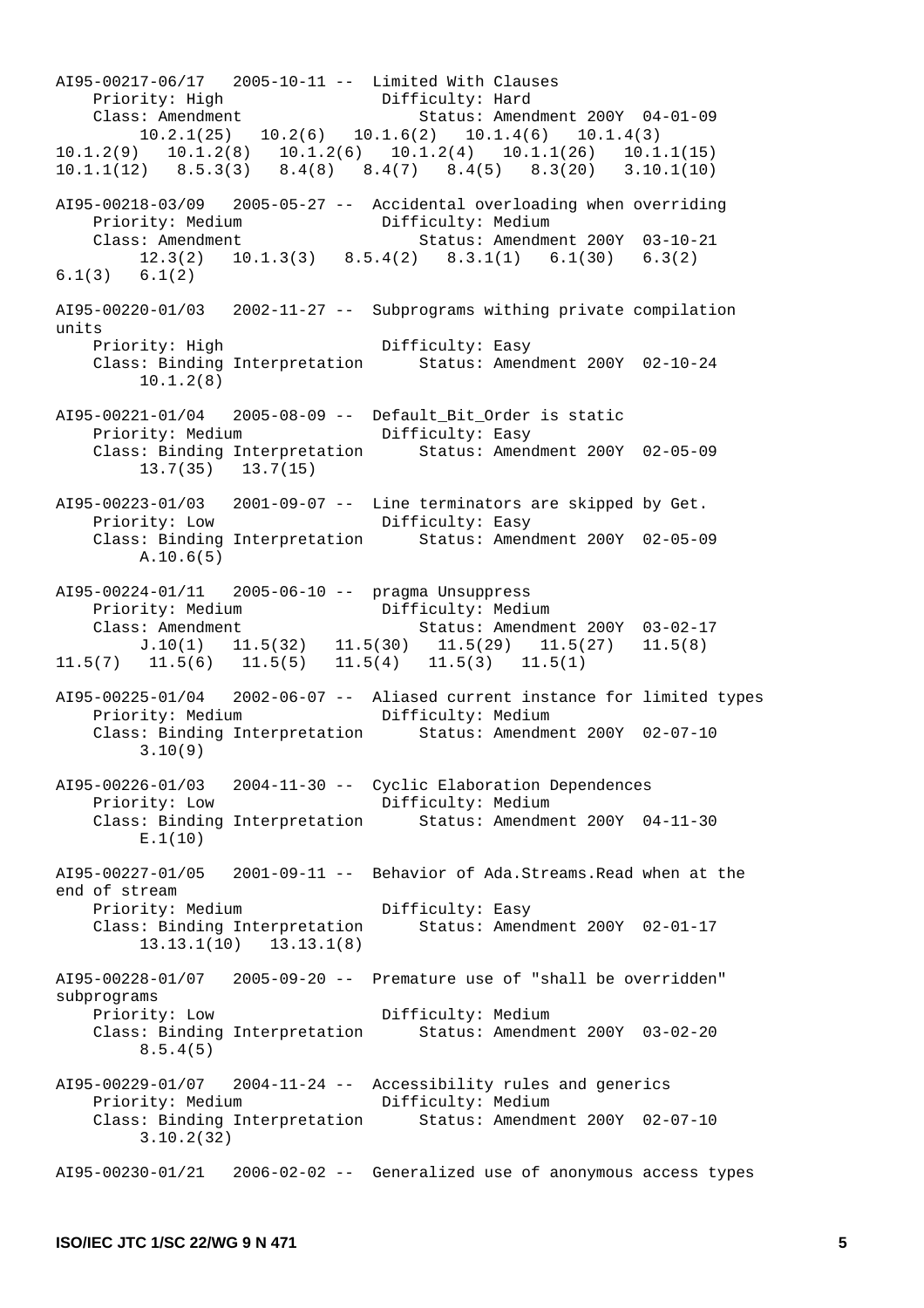```
AI95-00217-06/17   2005-10-11 --  Limited With Clauses
    Priority: High                 Difficulty: Hard
    Class: Amendment                     Status: Amendment 200Y  04-01-09
         10.2.1(25)   10.2(6)   10.1.6(2)   10.1.4(6)   10.1.4(3)
10.1.2(9)   10.1.2(8)   10.1.2(6)   10.1.2(4)   10.1.1(26)   10.1.1(15)
10.1.1(12)   8.5.3(3)   8.4(8)   8.4(7)   8.4(5)   8.3(20)   3.10.1(10)

AI95-00218-03/09   2005-05-27 --  Accidental overloading when overriding
    Priority: Medium               Difficulty: Medium
    Class: Amendment                     Status: Amendment 200Y  03-10-21
         12.3(2)   10.1.3(3)   8.5.4(2)   8.3.1(1)   6.1(30)   6.3(2)
6.1(3)   6.1(2)

AI95-00220-01/03   2002-11-27 --  Subprograms withing private compilation
units
    Priority: High                 Difficulty: Easy
    Class: Binding Interpretation       Status: Amendment 200Y  02-10-24
         10.1.2(8)

AI95-00221-01/04   2005-08-09 --  Default_Bit_Order is static
    Priority: Medium               Difficulty: Easy
    Class: Binding Interpretation       Status: Amendment 200Y  02-05-09
         13.7(35)   13.7(15)

AI95-00223-01/03   2001-09-07 --  Line terminators are skipped by Get.
    Priority: Low                  Difficulty: Easy
    Class: Binding Interpretation       Status: Amendment 200Y  02-05-09
         A.10.6(5)

AI95-00224-01/11   2005-06-10 --  pragma Unsuppress
    Priority: Medium               Difficulty: Medium
    Class: Amendment                     Status: Amendment 200Y  03-02-17
         J.10(1)   11.5(32)   11.5(30)   11.5(29)   11.5(27)   11.5(8)
11.5(7)   11.5(6)   11.5(5)   11.5(4)   11.5(3)   11.5(1)

AI95-00225-01/04   2002-06-07 --  Aliased current instance for limited types
    Priority: Medium               Difficulty: Medium
    Class: Binding Interpretation       Status: Amendment 200Y  02-07-10
         3.10(9)

AI95-00226-01/03   2004-11-30 --  Cyclic Elaboration Dependences
    Priority: Low                  Difficulty: Medium
    Class: Binding Interpretation       Status: Amendment 200Y  04-11-30
         E.1(10)

AI95-00227-01/05   2001-09-11 --  Behavior of Ada.Streams.Read when at the
end of stream
    Priority: Medium               Difficulty: Easy
    Class: Binding Interpretation       Status: Amendment 200Y  02-01-17
         13.13.1(10)   13.13.1(8)

AI95-00228-01/07   2005-09-20 --  Premature use of "shall be overridden"
subprograms
    Priority: Low                  Difficulty: Medium
    Class: Binding Interpretation       Status: Amendment 200Y  03-02-20
         8.5.4(5)

AI95-00229-01/07   2004-11-24 --  Accessibility rules and generics
    Priority: Medium               Difficulty: Medium
    Class: Binding Interpretation       Status: Amendment 200Y  02-07-10
         3.10.2(32)

AI95-00230-01/21   2006-02-02 --  Generalized use of anonymous access types
```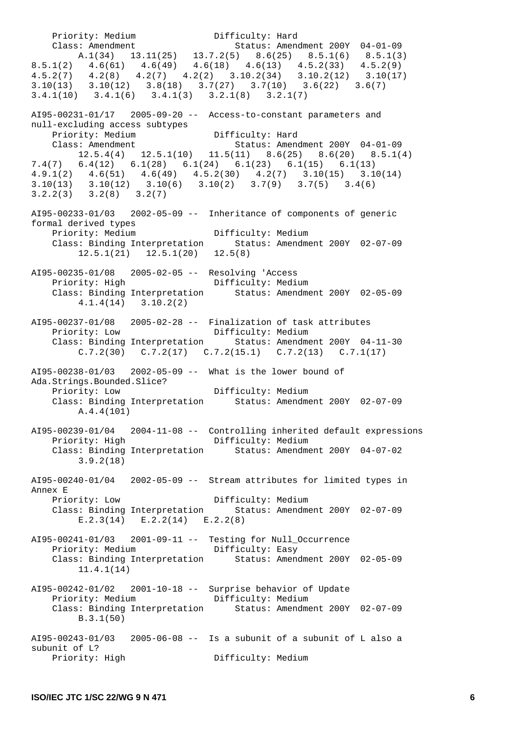```
    Priority: Medium              Difficulty: Hard
    Class: Amendment                    Status: Amendment 200Y  04-01-09
         A.1(34)   13.11(25)   13.7.2(5)   8.6(25)   8.5.1(6)   8.5.1(3)
8.5.1(2)   4.6(61)   4.6(49)   4.6(18)   4.6(13)   4.5.2(33)   4.5.2(9)
4.5.2(7)   4.2(8)   4.2(7)   4.2(2)   3.10.2(34)   3.10.2(12)   3.10(17)
3.10(13)   3.10(12)   3.8(18)   3.7(27)   3.7(10)   3.6(22)   3.6(7)
3.4.1(10)   3.4.1(6)   3.4.1(3)   3.2.1(8)   3.2.1(7)

AI95-00231-01/17   2005-09-20 --  Access-to-constant parameters and
null-excluding access subtypes
    Priority: Medium              Difficulty: Hard
    Class: Amendment                    Status: Amendment 200Y  04-01-09
         12.5.4(4)   12.5.1(10)   11.5(11)   8.6(25)   8.6(20)   8.5.1(4)
7.4(7)   6.4(12)   6.1(28)   6.1(24)   6.1(23)   6.1(15)   6.1(13)
4.9.1(2)   4.6(51)   4.6(49)   4.5.2(30)   4.2(7)   3.10(15)   3.10(14)
3.10(13)   3.10(12)   3.10(6)   3.10(2)   3.7(9)   3.7(5)   3.4(6)
3.2.2(3)   3.2(8)   3.2(7)

AI95-00233-01/03   2002-05-09 --  Inheritance of components of generic
formal derived types
    Priority: Medium              Difficulty: Medium
    Class: Binding Interpretation      Status: Amendment 200Y  02-07-09
         12.5.1(21)   12.5.1(20)   12.5(8)

AI95-00235-01/08   2005-02-05 --  Resolving 'Access
    Priority: High                Difficulty: Medium
    Class: Binding Interpretation      Status: Amendment 200Y  02-05-09
         4.1.4(14)   3.10.2(2)

AI95-00237-01/08   2005-02-28 --  Finalization of task attributes
    Priority: Low                 Difficulty: Medium
    Class: Binding Interpretation      Status: Amendment 200Y  04-11-30
         C.7.2(30)   C.7.2(17)   C.7.2(15.1)   C.7.2(13)   C.7.1(17)

AI95-00238-01/03   2002-05-09 --  What is the lower bound of
Ada.Strings.Bounded.Slice?
    Priority: Low                 Difficulty: Medium
    Class: Binding Interpretation      Status: Amendment 200Y  02-07-09
         A.4.4(101)

AI95-00239-01/04   2004-11-08 --  Controlling inherited default expressions
    Priority: High                Difficulty: Medium
    Class: Binding Interpretation      Status: Amendment 200Y  04-07-02
         3.9.2(18)

AI95-00240-01/04   2002-05-09 --  Stream attributes for limited types in
Annex E
    Priority: Low                 Difficulty: Medium
    Class: Binding Interpretation      Status: Amendment 200Y  02-07-09
         E.2.3(14)   E.2.2(14)   E.2.2(8)

AI95-00241-01/03   2001-09-11 --  Testing for Null_Occurrence
    Priority: Medium              Difficulty: Easy
    Class: Binding Interpretation      Status: Amendment 200Y  02-05-09
         11.4.1(14)

AI95-00242-01/02   2001-10-18 --  Surprise behavior of Update
    Priority: Medium              Difficulty: Medium
    Class: Binding Interpretation      Status: Amendment 200Y  02-07-09
         B.3.1(50)

AI95-00243-01/03   2005-06-08 --  Is a subunit of a subunit of L also a
subunit of L?
    Priority: High                Difficulty: Medium
```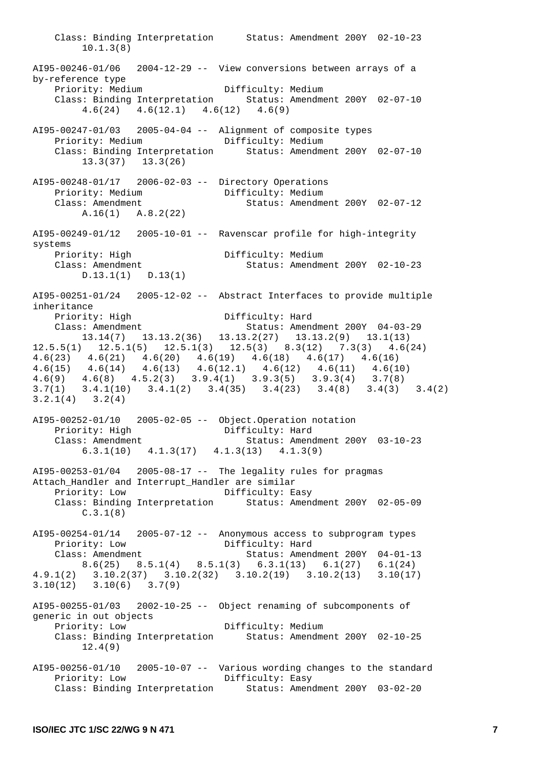```
    Class: Binding Interpretation      Status: Amendment 200Y  02-10-23
         10.1.3(8)

AI95-00246-01/06   2004-12-29 --  View conversions between arrays of a
by-reference type
    Priority: Medium               Difficulty: Medium
    Class: Binding Interpretation      Status: Amendment 200Y  02-07-10
         4.6(24)   4.6(12.1)   4.6(12)   4.6(9)

AI95-00247-01/03   2005-04-04 --  Alignment of composite types
    Priority: Medium               Difficulty: Medium
    Class: Binding Interpretation      Status: Amendment 200Y  02-07-10
         13.3(37)   13.3(26)

AI95-00248-01/17   2006-02-03 --  Directory Operations
    Priority: Medium               Difficulty: Medium
    Class: Amendment                   Status: Amendment 200Y  02-07-12
         A.16(1)   A.8.2(22)

AI95-00249-01/12   2005-10-01 --  Ravenscar profile for high-integrity
systems
    Priority: High                 Difficulty: Medium
    Class: Amendment                   Status: Amendment 200Y  02-10-23
         D.13.1(1)   D.13(1)

AI95-00251-01/24   2005-12-02 --  Abstract Interfaces to provide multiple
inheritance
    Priority: High                 Difficulty: Hard
    Class: Amendment                   Status: Amendment 200Y  04-03-29
         13.14(7)   13.13.2(36)   13.13.2(27)   13.13.2(9)   13.1(13)
12.5.5(1)   12.5.1(5)   12.5.1(3)   12.5(3)   8.3(12)   7.3(3)   4.6(24)
4.6(23)   4.6(21)   4.6(20)   4.6(19)   4.6(18)   4.6(17)   4.6(16)
4.6(15)   4.6(14)   4.6(13)   4.6(12.1)   4.6(12)   4.6(11)   4.6(10)
4.6(9)   4.6(8)   4.5.2(3)   3.9.4(1)   3.9.3(5)   3.9.3(4)   3.7(8)
3.7(1)   3.4.1(10)   3.4.1(2)   3.4(35)   3.4(23)   3.4(8)   3.4(3)   3.4(2)
3.2.1(4)   3.2(4)

AI95-00252-01/10   2005-02-05 --  Object.Operation notation
    Priority: High                 Difficulty: Hard
    Class: Amendment                   Status: Amendment 200Y  03-10-23
         6.3.1(10)   4.1.3(17)   4.1.3(13)   4.1.3(9)

AI95-00253-01/04   2005-08-17 --  The legality rules for pragmas
Attach_Handler and Interrupt_Handler are similar
    Priority: Low                  Difficulty: Easy
    Class: Binding Interpretation      Status: Amendment 200Y  02-05-09
         C.3.1(8)

AI95-00254-01/14   2005-07-12 --  Anonymous access to subprogram types
    Priority: Low                  Difficulty: Hard
    Class: Amendment                   Status: Amendment 200Y  04-01-13
         8.6(25)   8.5.1(4)   8.5.1(3)   6.3.1(13)   6.1(27)   6.1(24)
4.9.1(2)   3.10.2(37)   3.10.2(32)   3.10.2(19)   3.10.2(13)   3.10(17)
3.10(12)   3.10(6)   3.7(9)

AI95-00255-01/03   2002-10-25 --  Object renaming of subcomponents of
generic in out objects
    Priority: Low                  Difficulty: Medium
    Class: Binding Interpretation      Status: Amendment 200Y  02-10-25
         12.4(9)

AI95-00256-01/10   2005-10-07 --  Various wording changes to the standard
    Priority: Low                  Difficulty: Easy
    Class: Binding Interpretation      Status: Amendment 200Y  03-02-20
```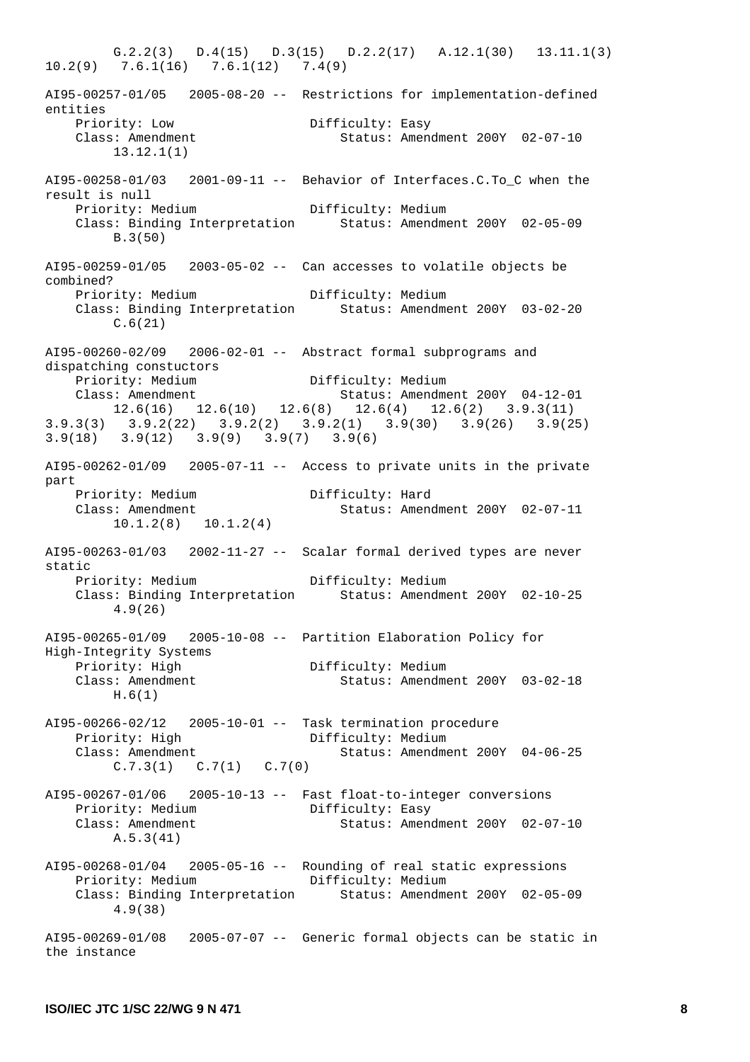G.2.2(3)   D.4(15)   D.3(15)   D.2.2(17)   A.12.1(30)   13.11.1(3)   10.2(9)   7.6.1(16)   7.6.1(12)   7.4(9)

AI95-00257-01/05   2005-08-20 --  Restrictions for implementation-defined entities
    Priority: Low                Difficulty: Easy
    Class: Amendment                   Status: Amendment 200Y  02-07-10
        13.12.1(1)

AI95-00258-01/03   2001-09-11 --  Behavior of Interfaces.C.To_C when the result is null
    Priority: Medium             Difficulty: Medium
    Class: Binding Interpretation      Status: Amendment 200Y  02-05-09
        B.3(50)

AI95-00259-01/05   2003-05-02 --  Can accesses to volatile objects be combined?
    Priority: Medium             Difficulty: Medium
    Class: Binding Interpretation      Status: Amendment 200Y  03-02-20
        C.6(21)

AI95-00260-02/09   2006-02-01 --  Abstract formal subprograms and dispatching constuctors
    Priority: Medium             Difficulty: Medium
    Class: Amendment                   Status: Amendment 200Y  04-12-01
        12.6(16)   12.6(10)   12.6(8)   12.6(4)   12.6(2)   3.9.3(11)   3.9.3(3)   3.9.2(22)   3.9.2(2)   3.9.2(1)   3.9(30)   3.9(26)   3.9(25)   3.9(18)   3.9(12)   3.9(9)   3.9(7)   3.9(6)

AI95-00262-01/09   2005-07-11 --  Access to private units in the private part
    Priority: Medium             Difficulty: Hard
    Class: Amendment                   Status: Amendment 200Y  02-07-11
        10.1.2(8)   10.1.2(4)

AI95-00263-01/03   2002-11-27 --  Scalar formal derived types are never static
    Priority: Medium             Difficulty: Medium
    Class: Binding Interpretation      Status: Amendment 200Y  02-10-25
        4.9(26)

AI95-00265-01/09   2005-10-08 --  Partition Elaboration Policy for High-Integrity Systems
    Priority: High               Difficulty: Medium
    Class: Amendment                   Status: Amendment 200Y  03-02-18
        H.6(1)

AI95-00266-02/12   2005-10-01 --  Task termination procedure
    Priority: High               Difficulty: Medium
    Class: Amendment                   Status: Amendment 200Y  04-06-25
        C.7.3(1)   C.7(1)   C.7(0)

AI95-00267-01/06   2005-10-13 --  Fast float-to-integer conversions
    Priority: Medium             Difficulty: Easy
    Class: Amendment                   Status: Amendment 200Y  02-07-10
        A.5.3(41)

AI95-00268-01/04   2005-05-16 --  Rounding of real static expressions
    Priority: Medium             Difficulty: Medium
    Class: Binding Interpretation      Status: Amendment 200Y  02-05-09
        4.9(38)

AI95-00269-01/08   2005-07-07 --  Generic formal objects can be static in the instance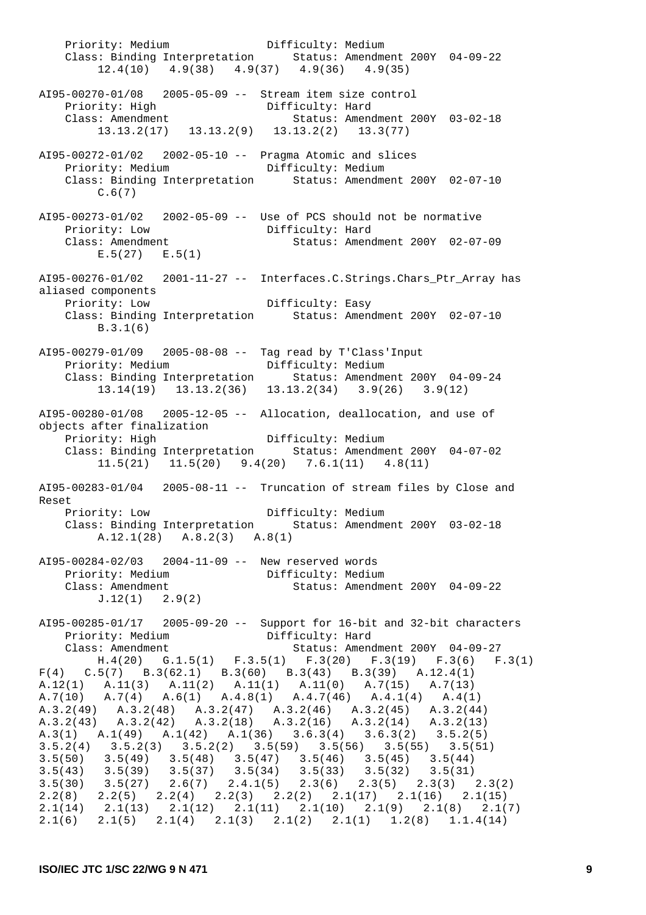```
    Priority: Medium              Difficulty: Medium
    Class: Binding Interpretation      Status: Amendment 200Y  04-09-22
         12.4(10)   4.9(38)   4.9(37)   4.9(36)   4.9(35)

AI95-00270-01/08   2005-05-09 --  Stream item size control
    Priority: High                Difficulty: Hard
    Class: Amendment                   Status: Amendment 200Y  03-02-18
         13.13.2(17)   13.13.2(9)   13.13.2(2)   13.3(77)

AI95-00272-01/02   2002-05-10 --  Pragma Atomic and slices
    Priority: Medium              Difficulty: Medium
    Class: Binding Interpretation      Status: Amendment 200Y  02-07-10
         C.6(7)

AI95-00273-01/02   2002-05-09 --  Use of PCS should not be normative
    Priority: Low                 Difficulty: Hard
    Class: Amendment                   Status: Amendment 200Y  02-07-09
         E.5(27)   E.5(1)

AI95-00276-01/02   2001-11-27 --  Interfaces.C.Strings.Chars_Ptr_Array has
aliased components
    Priority: Low                 Difficulty: Easy
    Class: Binding Interpretation      Status: Amendment 200Y  02-07-10
         B.3.1(6)

AI95-00279-01/09   2005-08-08 --  Tag read by T'Class'Input
    Priority: Medium              Difficulty: Medium
    Class: Binding Interpretation      Status: Amendment 200Y  04-09-24
         13.14(19)   13.13.2(36)   13.13.2(34)   3.9(26)   3.9(12)

AI95-00280-01/08   2005-12-05 --  Allocation, deallocation, and use of
objects after finalization
    Priority: High                Difficulty: Medium
    Class: Binding Interpretation      Status: Amendment 200Y  04-07-02
         11.5(21)   11.5(20)   9.4(20)   7.6.1(11)   4.8(11)

AI95-00283-01/04   2005-08-11 --  Truncation of stream files by Close and
Reset
    Priority: Low                 Difficulty: Medium
    Class: Binding Interpretation      Status: Amendment 200Y  03-02-18
         A.12.1(28)   A.8.2(3)   A.8(1)

AI95-00284-02/03   2004-11-09 --  New reserved words
    Priority: Medium              Difficulty: Medium
    Class: Amendment                   Status: Amendment 200Y  04-09-22
         J.12(1)   2.9(2)

AI95-00285-01/17   2005-09-20 --  Support for 16-bit and 32-bit characters
    Priority: Medium              Difficulty: Hard
    Class: Amendment                   Status: Amendment 200Y  04-09-27
         H.4(20)   G.1.5(1)   F.3.5(1)   F.3(20)   F.3(19)   F.3(6)   F.3(1)
F(4)   C.5(7)   B.3(62.1)   B.3(60)   B.3(43)   B.3(39)   A.12.4(1)
A.12(1)   A.11(3)   A.11(2)   A.11(1)   A.11(0)   A.7(15)   A.7(13)
A.7(10)   A.7(4)   A.6(1)   A.4.8(1)   A.4.7(46)   A.4.1(4)   A.4(1)
A.3.2(49)   A.3.2(48)   A.3.2(47)   A.3.2(46)   A.3.2(45)   A.3.2(44)
A.3.2(43)   A.3.2(42)   A.3.2(18)   A.3.2(16)   A.3.2(14)   A.3.2(13)
A.3(1)   A.1(49)   A.1(42)   A.1(36)   3.6.3(4)   3.6.3(2)   3.5.2(5)
3.5.2(4)   3.5.2(3)   3.5.2(2)   3.5(59)   3.5(56)   3.5(55)   3.5(51)
3.5(50)   3.5(49)   3.5(48)   3.5(47)   3.5(46)   3.5(45)   3.5(44)
3.5(43)   3.5(39)   3.5(37)   3.5(34)   3.5(33)   3.5(32)   3.5(31)
3.5(30)   3.5(27)   2.6(7)   2.4.1(5)   2.3(6)   2.3(5)   2.3(3)   2.3(2)
2.2(8)   2.2(5)   2.2(4)   2.2(3)   2.2(2)   2.1(17)   2.1(16)   2.1(15)
2.1(14)   2.1(13)   2.1(12)   2.1(11)   2.1(10)   2.1(9)   2.1(8)   2.1(7)
2.1(6)   2.1(5)   2.1(4)   2.1(3)   2.1(2)   2.1(1)   1.2(8)   1.1.4(14)
```

**ISO/IEC JTC 1/SC 22/WG 9 N 471**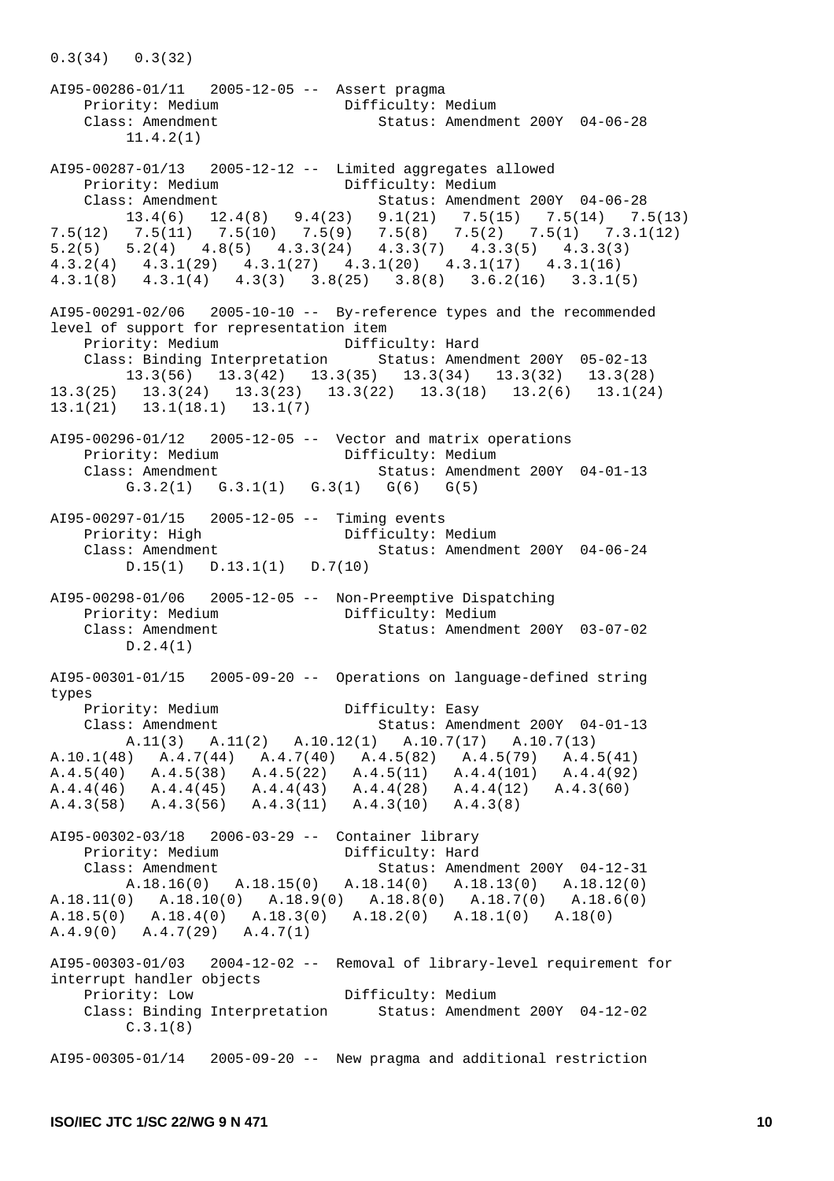0.3(34)   0.3(32)

AI95-00286-01/11   2005-12-05 --  Assert pragma
    Priority: Medium               Difficulty: Medium
    Class: Amendment                    Status: Amendment 200Y  04-06-28
         11.4.2(1)

AI95-00287-01/13   2005-12-12 --  Limited aggregates allowed
    Priority: Medium               Difficulty: Medium
    Class: Amendment                    Status: Amendment 200Y  04-06-28
         13.4(6)   12.4(8)   9.4(23)   9.1(21)   7.5(15)   7.5(14)   7.5(13)
7.5(12)   7.5(11)   7.5(10)   7.5(9)   7.5(8)   7.5(2)   7.5(1)   7.3.1(12)
5.2(5)   5.2(4)   4.8(5)   4.3.3(24)   4.3.3(7)   4.3.3(5)   4.3.3(3)
4.3.2(4)   4.3.1(29)   4.3.1(27)   4.3.1(20)   4.3.1(17)   4.3.1(16)
4.3.1(8)   4.3.1(4)   4.3(3)   3.8(25)   3.8(8)   3.6.2(16)   3.3.1(5)

AI95-00291-02/06   2005-10-10 --  By-reference types and the recommended
level of support for representation item
    Priority: Medium               Difficulty: Hard
    Class: Binding Interpretation      Status: Amendment 200Y  05-02-13
         13.3(56)   13.3(42)   13.3(35)   13.3(34)   13.3(32)   13.3(28)
13.3(25)   13.3(24)   13.3(23)   13.3(22)   13.3(18)   13.2(6)   13.1(24)
13.1(21)   13.1(18.1)   13.1(7)

AI95-00296-01/12   2005-12-05 --  Vector and matrix operations
    Priority: Medium               Difficulty: Medium
    Class: Amendment                    Status: Amendment 200Y  04-01-13
         G.3.2(1)   G.3.1(1)   G.3(1)   G(6)   G(5)

AI95-00297-01/15   2005-12-05 --  Timing events
    Priority: High                 Difficulty: Medium
    Class: Amendment                    Status: Amendment 200Y  04-06-24
         D.15(1)   D.13.1(1)   D.7(10)

AI95-00298-01/06   2005-12-05 --  Non-Preemptive Dispatching
    Priority: Medium               Difficulty: Medium
    Class: Amendment                    Status: Amendment 200Y  03-07-02
         D.2.4(1)

AI95-00301-01/15   2005-09-20 --  Operations on language-defined string
types
    Priority: Medium               Difficulty: Easy
    Class: Amendment                    Status: Amendment 200Y  04-01-13
         A.11(3)   A.11(2)   A.10.12(1)   A.10.7(17)   A.10.7(13)
A.10.1(48)   A.4.7(44)   A.4.7(40)   A.4.5(82)   A.4.5(79)   A.4.5(41)
A.4.5(40)   A.4.5(38)   A.4.5(22)   A.4.5(11)   A.4.4(101)   A.4.4(92)
A.4.4(46)   A.4.4(45)   A.4.4(43)   A.4.4(28)   A.4.4(12)   A.4.3(60)
A.4.3(58)   A.4.3(56)   A.4.3(11)   A.4.3(10)   A.4.3(8)

AI95-00302-03/18   2006-03-29 --  Container library
    Priority: Medium               Difficulty: Hard
    Class: Amendment                    Status: Amendment 200Y  04-12-31
         A.18.16(0)   A.18.15(0)   A.18.14(0)   A.18.13(0)   A.18.12(0)
A.18.11(0)   A.18.10(0)   A.18.9(0)   A.18.8(0)   A.18.7(0)   A.18.6(0)
A.18.5(0)   A.18.4(0)   A.18.3(0)   A.18.2(0)   A.18.1(0)   A.18(0)
A.4.9(0)   A.4.7(29)   A.4.7(1)

AI95-00303-01/03   2004-12-02 --  Removal of library-level requirement for
interrupt handler objects
    Priority: Low                  Difficulty: Medium
    Class: Binding Interpretation      Status: Amendment 200Y  04-12-02
         C.3.1(8)

AI95-00305-01/14   2005-09-20 --  New pragma and additional restriction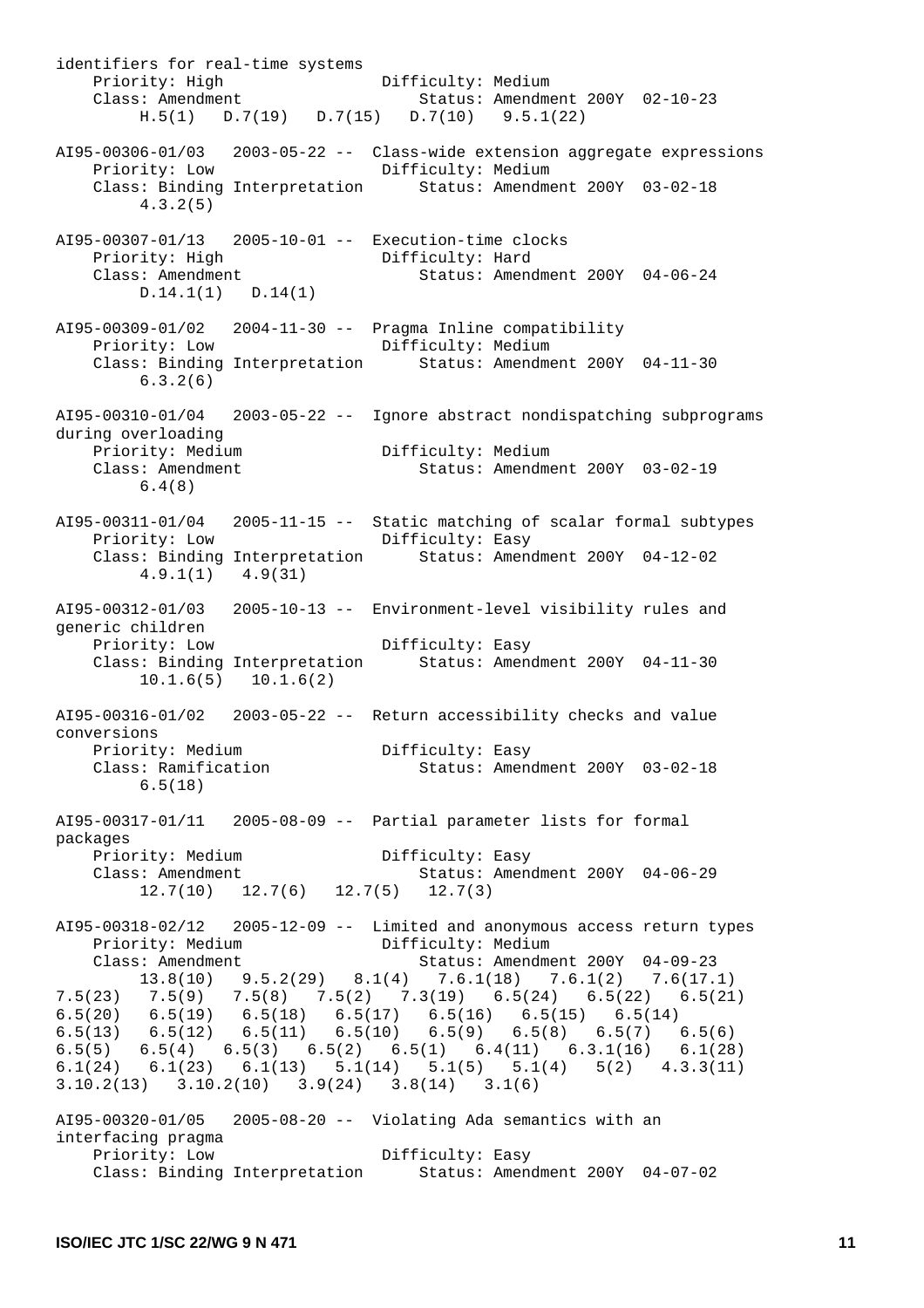```
identifiers for real-time systems
    Priority: High                  Difficulty: Medium
    Class: Amendment                Status: Amendment 200Y  02-10-23
         H.5(1)   D.7(19)   D.7(15)   D.7(10)   9.5.1(22)

AI95-00306-01/03   2003-05-22 --  Class-wide extension aggregate expressions
    Priority: Low                   Difficulty: Medium
    Class: Binding Interpretation      Status: Amendment 200Y  03-02-18
         4.3.2(5)

AI95-00307-01/13   2005-10-01 --  Execution-time clocks
    Priority: High                  Difficulty: Hard
    Class: Amendment                Status: Amendment 200Y  04-06-24
         D.14.1(1)   D.14(1)

AI95-00309-01/02   2004-11-30 --  Pragma Inline compatibility
    Priority: Low                   Difficulty: Medium
    Class: Binding Interpretation      Status: Amendment 200Y  04-11-30
         6.3.2(6)

AI95-00310-01/04   2003-05-22 --  Ignore abstract nondispatching subprograms
during overloading
    Priority: Medium                Difficulty: Medium
    Class: Amendment                Status: Amendment 200Y  03-02-19
         6.4(8)

AI95-00311-01/04   2005-11-15 --  Static matching of scalar formal subtypes
    Priority: Low                   Difficulty: Easy
    Class: Binding Interpretation      Status: Amendment 200Y  04-12-02
         4.9.1(1)   4.9(31)

AI95-00312-01/03   2005-10-13 --  Environment-level visibility rules and
generic children
    Priority: Low                   Difficulty: Easy
    Class: Binding Interpretation      Status: Amendment 200Y  04-11-30
         10.1.6(5)   10.1.6(2)

AI95-00316-01/02   2003-05-22 --  Return accessibility checks and value
conversions
    Priority: Medium                Difficulty: Easy
    Class: Ramification             Status: Amendment 200Y  03-02-18
         6.5(18)

AI95-00317-01/11   2005-08-09 --  Partial parameter lists for formal
packages
    Priority: Medium                Difficulty: Easy
    Class: Amendment                Status: Amendment 200Y  04-06-29
         12.7(10)   12.7(6)   12.7(5)   12.7(3)

AI95-00318-02/12   2005-12-09 --  Limited and anonymous access return types
    Priority: Medium                Difficulty: Medium
    Class: Amendment                Status: Amendment 200Y  04-09-23
         13.8(10)   9.5.2(29)   8.1(4)   7.6.1(18)   7.6.1(2)   7.6(17.1)
7.5(23)   7.5(9)   7.5(8)   7.5(2)   7.3(19)   6.5(24)   6.5(22)   6.5(21)
6.5(20)   6.5(19)   6.5(18)   6.5(17)   6.5(16)   6.5(15)   6.5(14)
6.5(13)   6.5(12)   6.5(11)   6.5(10)   6.5(9)   6.5(8)   6.5(7)   6.5(6)
6.5(5)   6.5(4)   6.5(3)   6.5(2)   6.5(1)   6.4(11)   6.3.1(16)   6.1(28)
6.1(24)   6.1(23)   6.1(13)   5.1(14)   5.1(5)   5.1(4)   5(2)   4.3.3(11)
3.10.2(13)   3.10.2(10)   3.9(24)   3.8(14)   3.1(6)

AI95-00320-01/05   2005-08-20 --  Violating Ada semantics with an
interfacing pragma
    Priority: Low                   Difficulty: Easy
    Class: Binding Interpretation      Status: Amendment 200Y  04-07-02
```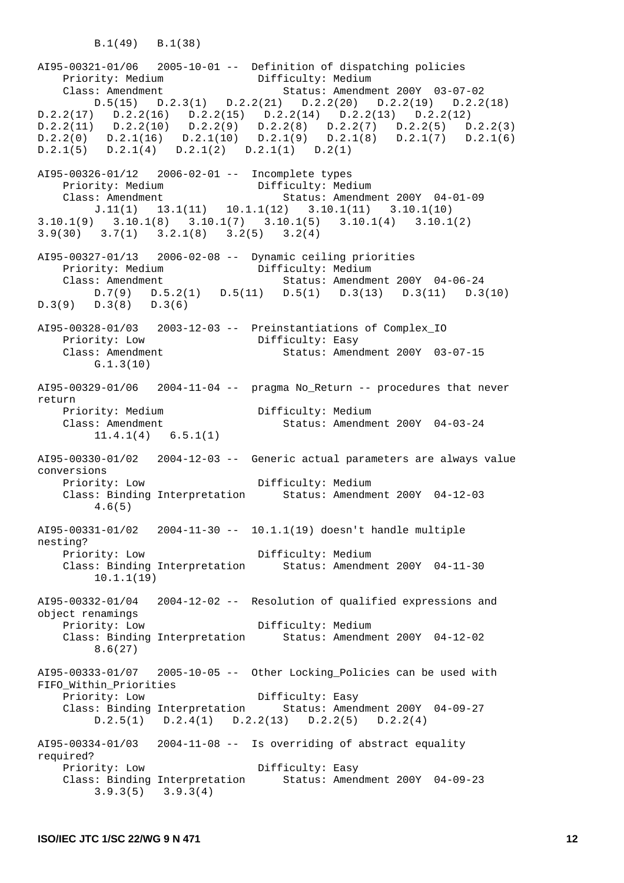```
        B.1(49)   B.1(38)

AI95-00321-01/06   2005-10-01 --  Definition of dispatching policies
    Priority: Medium              Difficulty: Medium
    Class: Amendment                  Status: Amendment 200Y  03-07-02
        D.5(15)   D.2.3(1)   D.2.2(21)   D.2.2(20)   D.2.2(19)   D.2.2(18)
D.2.2(17)   D.2.2(16)   D.2.2(15)   D.2.2(14)   D.2.2(13)   D.2.2(12)
D.2.2(11)   D.2.2(10)   D.2.2(9)   D.2.2(8)   D.2.2(7)   D.2.2(5)   D.2.2(3)
D.2.2(0)   D.2.1(16)   D.2.1(10)   D.2.1(9)   D.2.1(8)   D.2.1(7)   D.2.1(6)
D.2.1(5)   D.2.1(4)   D.2.1(2)   D.2.1(1)   D.2(1)

AI95-00326-01/12   2006-02-01 --  Incomplete types
    Priority: Medium              Difficulty: Medium
    Class: Amendment                  Status: Amendment 200Y  04-01-09
        J.11(1)   13.1(11)   10.1.1(12)   3.10.1(11)   3.10.1(10)
3.10.1(9)   3.10.1(8)   3.10.1(7)   3.10.1(5)   3.10.1(4)   3.10.1(2)
3.9(30)   3.7(1)   3.2.1(8)   3.2(5)   3.2(4)

AI95-00327-01/13   2006-02-08 --  Dynamic ceiling priorities
    Priority: Medium              Difficulty: Medium
    Class: Amendment                  Status: Amendment 200Y  04-06-24
        D.7(9)   D.5.2(1)   D.5(11)   D.5(1)   D.3(13)   D.3(11)   D.3(10)
D.3(9)   D.3(8)   D.3(6)

AI95-00328-01/03   2003-12-03 --  Preinstantiations of Complex_IO
    Priority: Low                 Difficulty: Easy
    Class: Amendment                  Status: Amendment 200Y  03-07-15
        G.1.3(10)

AI95-00329-01/06   2004-11-04 --  pragma No_Return -- procedures that never
return
    Priority: Medium              Difficulty: Medium
    Class: Amendment                  Status: Amendment 200Y  04-03-24
        11.4.1(4)   6.5.1(1)

AI95-00330-01/02   2004-12-03 --  Generic actual parameters are always value
conversions
    Priority: Low                 Difficulty: Medium
    Class: Binding Interpretation     Status: Amendment 200Y  04-12-03
        4.6(5)

AI95-00331-01/02   2004-11-30 --  10.1.1(19) doesn't handle multiple
nesting?
    Priority: Low                 Difficulty: Medium
    Class: Binding Interpretation     Status: Amendment 200Y  04-11-30
        10.1.1(19)

AI95-00332-01/04   2004-12-02 --  Resolution of qualified expressions and
object renamings
    Priority: Low                 Difficulty: Medium
    Class: Binding Interpretation     Status: Amendment 200Y  04-12-02
        8.6(27)

AI95-00333-01/07   2005-10-05 --  Other Locking_Policies can be used with
FIFO_Within_Priorities
    Priority: Low                 Difficulty: Easy
    Class: Binding Interpretation     Status: Amendment 200Y  04-09-27
        D.2.5(1)   D.2.4(1)   D.2.2(13)   D.2.2(5)   D.2.2(4)

AI95-00334-01/03   2004-11-08 --  Is overriding of abstract equality
required?
    Priority: Low                 Difficulty: Easy
    Class: Binding Interpretation     Status: Amendment 200Y  04-09-23
        3.9.3(5)   3.9.3(4)
```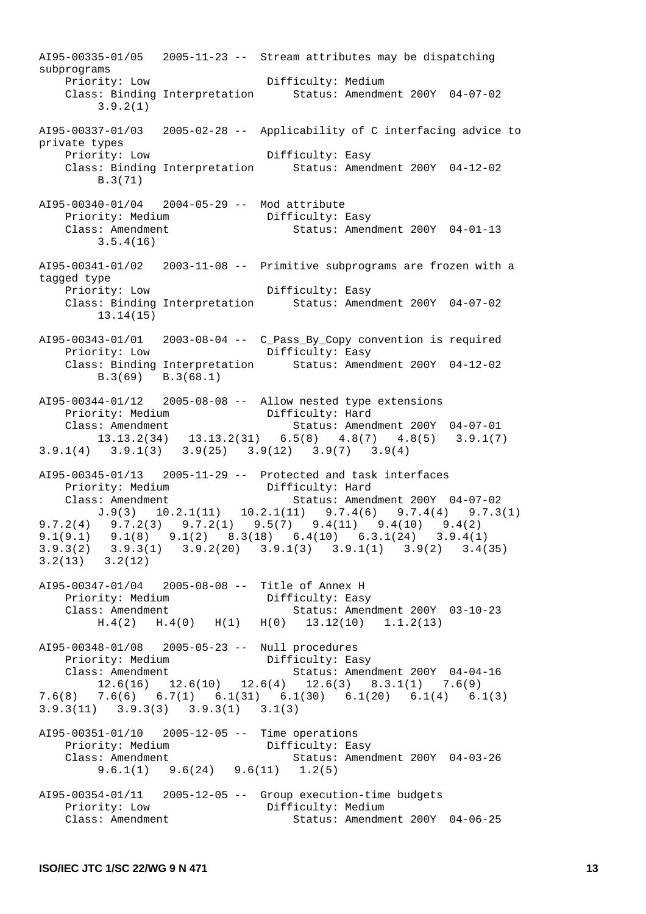```
AI95-00335-01/05   2005-11-23 --  Stream attributes may be dispatching
subprograms
    Priority: Low                  Difficulty: Medium
    Class: Binding Interpretation      Status: Amendment 200Y  04-07-02
         3.9.2(1)

AI95-00337-01/03   2005-02-28 --  Applicability of C interfacing advice to
private types
    Priority: Low                  Difficulty: Easy
    Class: Binding Interpretation      Status: Amendment 200Y  04-12-02
         B.3(71)

AI95-00340-01/04   2004-05-29 --  Mod attribute
    Priority: Medium               Difficulty: Easy
    Class: Amendment                   Status: Amendment 200Y  04-01-13
         3.5.4(16)

AI95-00341-01/02   2003-11-08 --  Primitive subprograms are frozen with a
tagged type
    Priority: Low                  Difficulty: Easy
    Class: Binding Interpretation      Status: Amendment 200Y  04-07-02
         13.14(15)

AI95-00343-01/01   2003-08-04 --  C_Pass_By_Copy convention is required
    Priority: Low                  Difficulty: Easy
    Class: Binding Interpretation      Status: Amendment 200Y  04-12-02
         B.3(69)   B.3(68.1)

AI95-00344-01/12   2005-08-08 --  Allow nested type extensions
    Priority: Medium               Difficulty: Hard
    Class: Amendment                   Status: Amendment 200Y  04-07-01
         13.13.2(34)   13.13.2(31)   6.5(8)   4.8(7)   4.8(5)   3.9.1(7)
3.9.1(4)   3.9.1(3)   3.9(25)   3.9(12)   3.9(7)   3.9(4)

AI95-00345-01/13   2005-11-29 --  Protected and task interfaces
    Priority: Medium               Difficulty: Hard
    Class: Amendment                   Status: Amendment 200Y  04-07-02
         J.9(3)   10.2.1(11)   10.2.1(11)   9.7.4(6)   9.7.4(4)   9.7.3(1)
9.7.2(4)   9.7.2(3)   9.7.2(1)   9.5(7)   9.4(11)   9.4(10)   9.4(2)
9.1(9.1)   9.1(8)   9.1(2)   8.3(18)   6.4(10)   6.3.1(24)   3.9.4(1)
3.9.3(2)   3.9.3(1)   3.9.2(20)   3.9.1(3)   3.9.1(1)   3.9(2)   3.4(35)
3.2(13)   3.2(12)

AI95-00347-01/04   2005-08-08 --  Title of Annex H
    Priority: Medium               Difficulty: Easy
    Class: Amendment                   Status: Amendment 200Y  03-10-23
         H.4(2)   H.4(0)   H(1)   H(0)   13.12(10)   1.1.2(13)

AI95-00348-01/08   2005-05-23 --  Null procedures
    Priority: Medium               Difficulty: Easy
    Class: Amendment                   Status: Amendment 200Y  04-04-16
         12.6(16)   12.6(10)   12.6(4)   12.6(3)   8.3.1(1)   7.6(9)
7.6(8)   7.6(6)   6.7(1)   6.1(31)   6.1(30)   6.1(20)   6.1(4)   6.1(3)
3.9.3(11)   3.9.3(3)   3.9.3(1)   3.1(3)

AI95-00351-01/10   2005-12-05 --  Time operations
    Priority: Medium               Difficulty: Easy
    Class: Amendment                   Status: Amendment 200Y  04-03-26
         9.6.1(1)   9.6(24)   9.6(11)   1.2(5)

AI95-00354-01/11   2005-12-05 --  Group execution-time budgets
    Priority: Low                  Difficulty: Medium
    Class: Amendment                   Status: Amendment 200Y  04-06-25
```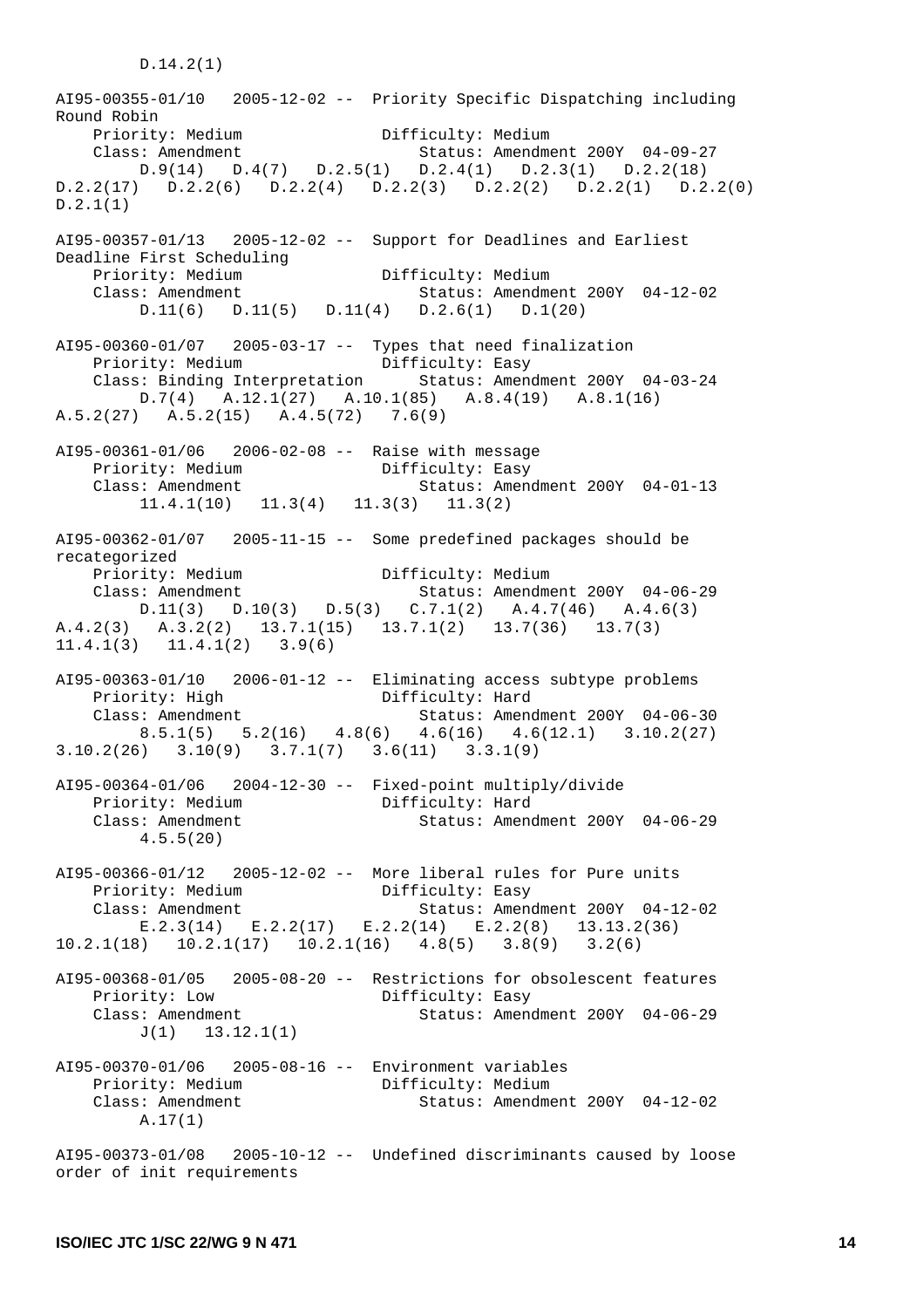D.14.2(1)

AI95-00355-01/10   2005-12-02 --  Priority Specific Dispatching including Round Robin
    Priority: Medium               Difficulty: Medium
    Class: Amendment               Status: Amendment 200Y  04-09-27
        D.9(14)   D.4(7)   D.2.5(1)   D.2.4(1)   D.2.3(1)   D.2.2(18)
D.2.2(17)   D.2.2(6)   D.2.2(4)   D.2.2(3)   D.2.2(2)   D.2.2(1)   D.2.2(0)
D.2.1(1)

AI95-00357-01/13   2005-12-02 --  Support for Deadlines and Earliest Deadline First Scheduling
    Priority: Medium               Difficulty: Medium
    Class: Amendment               Status: Amendment 200Y  04-12-02
        D.11(6)   D.11(5)   D.11(4)   D.2.6(1)   D.1(20)

AI95-00360-01/07   2005-03-17 --  Types that need finalization
    Priority: Medium               Difficulty: Easy
    Class: Binding Interpretation  Status: Amendment 200Y  04-03-24
        D.7(4)   A.12.1(27)   A.10.1(85)   A.8.4(19)   A.8.1(16)
A.5.2(27)   A.5.2(15)   A.4.5(72)   7.6(9)

AI95-00361-01/06   2006-02-08 --  Raise with message
    Priority: Medium               Difficulty: Easy
    Class: Amendment               Status: Amendment 200Y  04-01-13
        11.4.1(10)   11.3(4)   11.3(3)   11.3(2)

AI95-00362-01/07   2005-11-15 --  Some predefined packages should be recategorized
    Priority: Medium               Difficulty: Medium
    Class: Amendment               Status: Amendment 200Y  04-06-29
        D.11(3)   D.10(3)   D.5(3)   C.7.1(2)   A.4.7(46)   A.4.6(3)
A.4.2(3)   A.3.2(2)   13.7.1(15)   13.7.1(2)   13.7(36)   13.7(3)
11.4.1(3)   11.4.1(2)   3.9(6)

AI95-00363-01/10   2006-01-12 --  Eliminating access subtype problems
    Priority: High                 Difficulty: Hard
    Class: Amendment               Status: Amendment 200Y  04-06-30
        8.5.1(5)   5.2(16)   4.8(6)   4.6(16)   4.6(12.1)   3.10.2(27)
3.10.2(26)   3.10(9)   3.7.1(7)   3.6(11)   3.3.1(9)

AI95-00364-01/06   2004-12-30 --  Fixed-point multiply/divide
    Priority: Medium               Difficulty: Hard
    Class: Amendment               Status: Amendment 200Y  04-06-29
        4.5.5(20)

AI95-00366-01/12   2005-12-02 --  More liberal rules for Pure units
    Priority: Medium               Difficulty: Easy
    Class: Amendment               Status: Amendment 200Y  04-12-02
        E.2.3(14)   E.2.2(17)   E.2.2(14)   E.2.2(8)   13.13.2(36)
10.2.1(18)   10.2.1(17)   10.2.1(16)   4.8(5)   3.8(9)   3.2(6)

AI95-00368-01/05   2005-08-20 --  Restrictions for obsolescent features
    Priority: Low                  Difficulty: Easy
    Class: Amendment               Status: Amendment 200Y  04-06-29
        J(1)   13.12.1(1)

AI95-00370-01/06   2005-08-16 --  Environment variables
    Priority: Medium               Difficulty: Medium
    Class: Amendment               Status: Amendment 200Y  04-12-02
        A.17(1)

AI95-00373-01/08   2005-10-12 --  Undefined discriminants caused by loose order of init requirements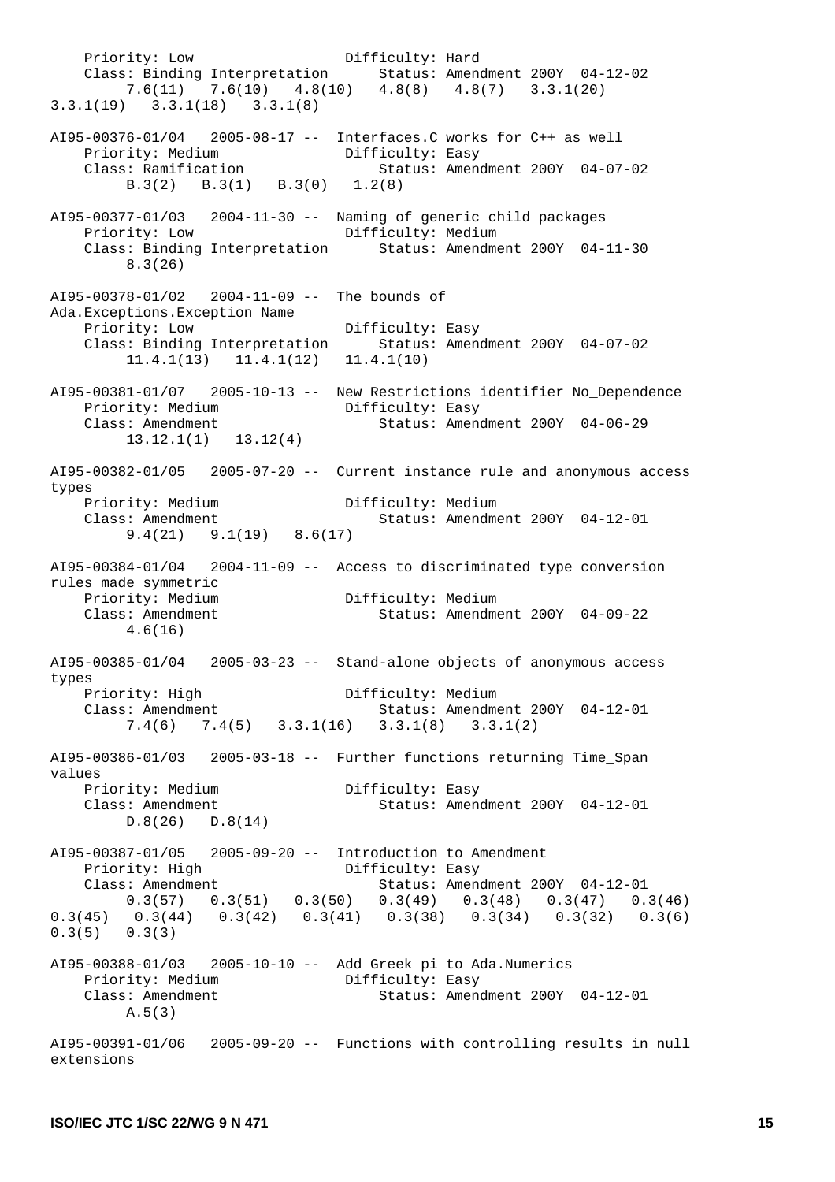```
    Priority: Low                  Difficulty: Hard
    Class: Binding Interpretation      Status: Amendment 200Y  04-12-02
         7.6(11)   7.6(10)   4.8(10)   4.8(8)   4.8(7)   3.3.1(20)
3.3.1(19)   3.3.1(18)   3.3.1(8)

AI95-00376-01/04   2005-08-17 --  Interfaces.C works for C++ as well
    Priority: Medium               Difficulty: Easy
    Class: Ramification                Status: Amendment 200Y  04-07-02
         B.3(2)   B.3(1)   B.3(0)   1.2(8)

AI95-00377-01/03   2004-11-30 --  Naming of generic child packages
    Priority: Low                  Difficulty: Medium
    Class: Binding Interpretation      Status: Amendment 200Y  04-11-30
         8.3(26)

AI95-00378-01/02   2004-11-09 --  The bounds of
Ada.Exceptions.Exception_Name
    Priority: Low                  Difficulty: Easy
    Class: Binding Interpretation      Status: Amendment 200Y  04-07-02
         11.4.1(13)   11.4.1(12)   11.4.1(10)

AI95-00381-01/07   2005-10-13 --  New Restrictions identifier No_Dependence
    Priority: Medium               Difficulty: Easy
    Class: Amendment                   Status: Amendment 200Y  04-06-29
         13.12.1(1)   13.12(4)

AI95-00382-01/05   2005-07-20 --  Current instance rule and anonymous access
types
    Priority: Medium               Difficulty: Medium
    Class: Amendment                   Status: Amendment 200Y  04-12-01
         9.4(21)   9.1(19)   8.6(17)

AI95-00384-01/04   2004-11-09 --  Access to discriminated type conversion
rules made symmetric
    Priority: Medium               Difficulty: Medium
    Class: Amendment                   Status: Amendment 200Y  04-09-22
         4.6(16)

AI95-00385-01/04   2005-03-23 --  Stand-alone objects of anonymous access
types
    Priority: High                 Difficulty: Medium
    Class: Amendment                   Status: Amendment 200Y  04-12-01
         7.4(6)   7.4(5)   3.3.1(16)   3.3.1(8)   3.3.1(2)

AI95-00386-01/03   2005-03-18 --  Further functions returning Time_Span
values
    Priority: Medium               Difficulty: Easy
    Class: Amendment                   Status: Amendment 200Y  04-12-01
         D.8(26)   D.8(14)

AI95-00387-01/05   2005-09-20 --  Introduction to Amendment
    Priority: High                 Difficulty: Easy
    Class: Amendment                   Status: Amendment 200Y  04-12-01
         0.3(57)   0.3(51)   0.3(50)   0.3(49)   0.3(48)   0.3(47)   0.3(46)
0.3(45)   0.3(44)   0.3(42)   0.3(41)   0.3(38)   0.3(34)   0.3(32)   0.3(6)
0.3(5)   0.3(3)

AI95-00388-01/03   2005-10-10 --  Add Greek pi to Ada.Numerics
    Priority: Medium               Difficulty: Easy
    Class: Amendment                   Status: Amendment 200Y  04-12-01
         A.5(3)

AI95-00391-01/06   2005-09-20 --  Functions with controlling results in null
extensions
```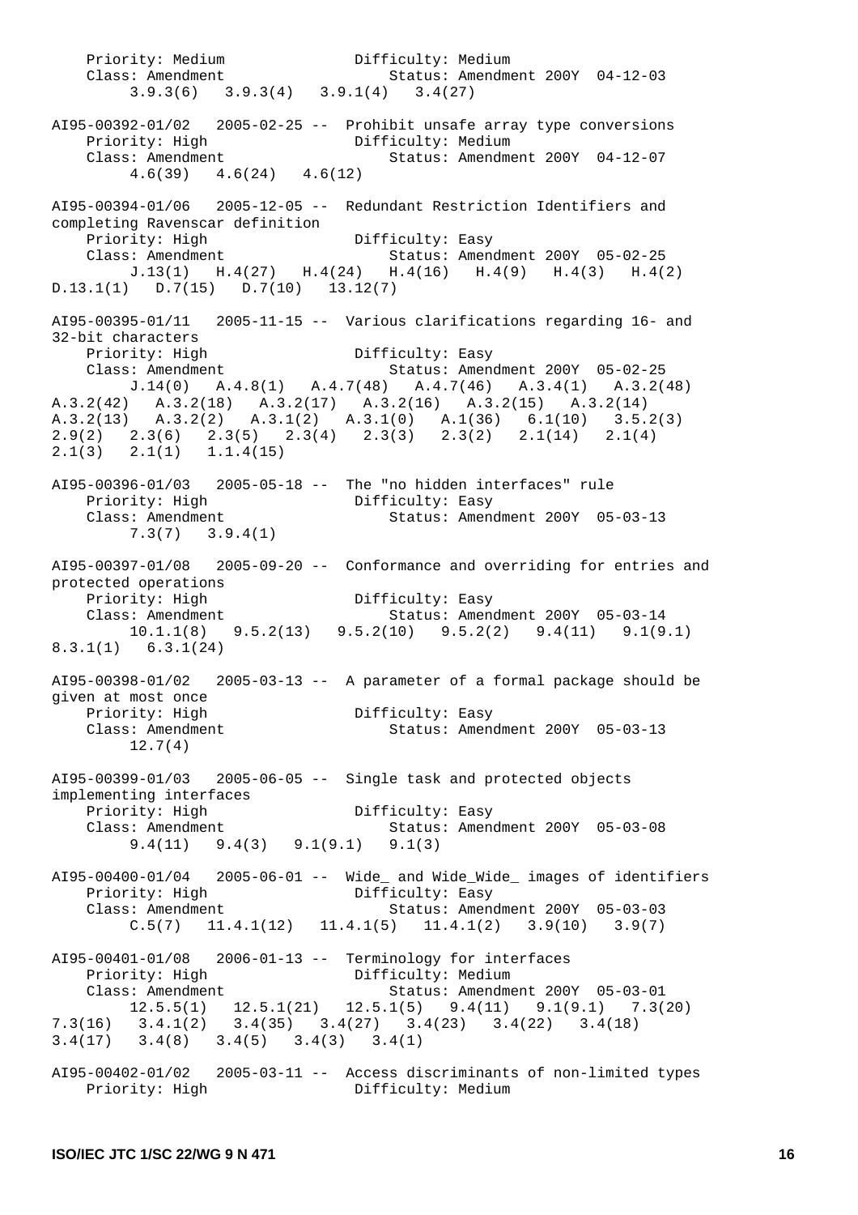Priority: Medium Difficulty: Medium
Class: Amendment Status: Amendment 200Y 04-12-03
3.9.3(6) 3.9.3(4) 3.9.1(4) 3.4(27)

AI95-00392-01/02 2005-02-25 -- Prohibit unsafe array type conversions
Priority: High Difficulty: Medium
Class: Amendment Status: Amendment 200Y 04-12-07
4.6(39) 4.6(24) 4.6(12)

AI95-00394-01/06 2005-12-05 -- Redundant Restriction Identifiers and completing Ravenscar definition
Priority: High Difficulty: Easy
Class: Amendment Status: Amendment 200Y 05-02-25
J.13(1) H.4(27) H.4(24) H.4(16) H.4(9) H.4(3) H.4(2) D.13.1(1) D.7(15) D.7(10) 13.12(7)

AI95-00395-01/11 2005-11-15 -- Various clarifications regarding 16- and 32-bit characters
Priority: High Difficulty: Easy
Class: Amendment Status: Amendment 200Y 05-02-25
J.14(0) A.4.8(1) A.4.7(48) A.4.7(46) A.3.4(1) A.3.2(48) A.3.2(42) A.3.2(18) A.3.2(17) A.3.2(16) A.3.2(15) A.3.2(14) A.3.2(13) A.3.2(2) A.3.1(2) A.3.1(0) A.1(36) 6.1(10) 3.5.2(3) 2.9(2) 2.3(6) 2.3(5) 2.3(4) 2.3(3) 2.3(2) 2.1(14) 2.1(4) 2.1(3) 2.1(1) 1.1.4(15)

AI95-00396-01/03 2005-05-18 -- The "no hidden interfaces" rule
Priority: High Difficulty: Easy
Class: Amendment Status: Amendment 200Y 05-03-13
7.3(7) 3.9.4(1)

AI95-00397-01/08 2005-09-20 -- Conformance and overriding for entries and protected operations
Priority: High Difficulty: Easy
Class: Amendment Status: Amendment 200Y 05-03-14
10.1.1(8) 9.5.2(13) 9.5.2(10) 9.5.2(2) 9.4(11) 9.1(9.1) 8.3.1(1) 6.3.1(24)

AI95-00398-01/02 2005-03-13 -- A parameter of a formal package should be given at most once
Priority: High Difficulty: Easy
Class: Amendment Status: Amendment 200Y 05-03-13
12.7(4)

AI95-00399-01/03 2005-06-05 -- Single task and protected objects implementing interfaces
Priority: High Difficulty: Easy
Class: Amendment Status: Amendment 200Y 05-03-08
9.4(11) 9.4(3) 9.1(9.1) 9.1(3)

AI95-00400-01/04 2005-06-01 -- Wide_ and Wide_Wide_ images of identifiers
Priority: High Difficulty: Easy
Class: Amendment Status: Amendment 200Y 05-03-03
C.5(7) 11.4.1(12) 11.4.1(5) 11.4.1(2) 3.9(10) 3.9(7)

AI95-00401-01/08 2006-01-13 -- Terminology for interfaces
Priority: High Difficulty: Medium
Class: Amendment Status: Amendment 200Y 05-03-01
12.5.5(1) 12.5.1(21) 12.5.1(5) 9.4(11) 9.1(9.1) 7.3(20) 7.3(16) 3.4.1(2) 3.4(35) 3.4(27) 3.4(23) 3.4(22) 3.4(18) 3.4(17) 3.4(8) 3.4(5) 3.4(3) 3.4(1)

AI95-00402-01/02 2005-03-11 -- Access discriminants of non-limited types
Priority: High Difficulty: Medium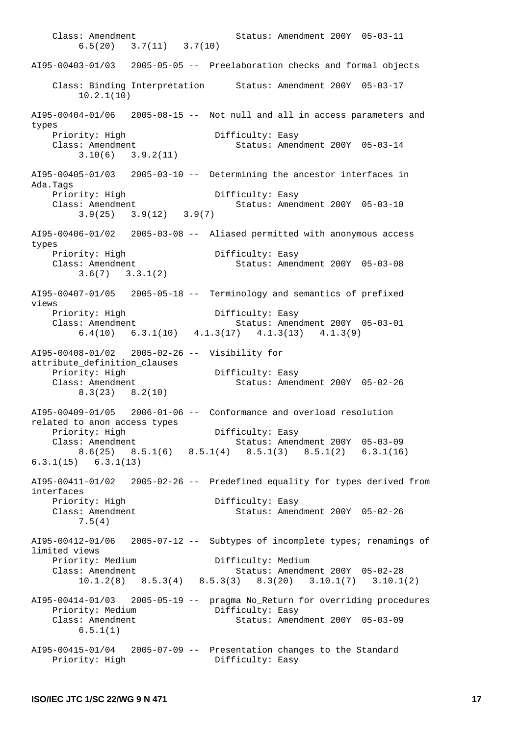```
    Class: Amendment                    Status: Amendment 200Y  05-03-11
         6.5(20)   3.7(11)   3.7(10)

AI95-00403-01/03   2005-05-05 --  Preelaboration checks and formal objects

    Class: Binding Interpretation      Status: Amendment 200Y  05-03-17
         10.2.1(10)

AI95-00404-01/06   2005-08-15 --  Not null and all in access parameters and
types
    Priority: High                 Difficulty: Easy
    Class: Amendment                    Status: Amendment 200Y  05-03-14
         3.10(6)   3.9.2(11)

AI95-00405-01/03   2005-03-10 --  Determining the ancestor interfaces in
Ada.Tags
    Priority: High                 Difficulty: Easy
    Class: Amendment                    Status: Amendment 200Y  05-03-10
         3.9(25)   3.9(12)   3.9(7)

AI95-00406-01/02   2005-03-08 --  Aliased permitted with anonymous access
types
    Priority: High                 Difficulty: Easy
    Class: Amendment                    Status: Amendment 200Y  05-03-08
         3.6(7)   3.3.1(2)

AI95-00407-01/05   2005-05-18 --  Terminology and semantics of prefixed
views
    Priority: High                 Difficulty: Easy
    Class: Amendment                    Status: Amendment 200Y  05-03-01
         6.4(10)   6.3.1(10)   4.1.3(17)   4.1.3(13)   4.1.3(9)

AI95-00408-01/02   2005-02-26 --  Visibility for
attribute_definition_clauses
    Priority: High                 Difficulty: Easy
    Class: Amendment                    Status: Amendment 200Y  05-02-26
         8.3(23)   8.2(10)

AI95-00409-01/05   2006-01-06 --  Conformance and overload resolution
related to anon access types
    Priority: High                 Difficulty: Easy
    Class: Amendment                    Status: Amendment 200Y  05-03-09
         8.6(25)   8.5.1(6)   8.5.1(4)   8.5.1(3)   8.5.1(2)   6.3.1(16)
6.3.1(15)   6.3.1(13)

AI95-00411-01/02   2005-02-26 --  Predefined equality for types derived from
interfaces
    Priority: High                 Difficulty: Easy
    Class: Amendment                    Status: Amendment 200Y  05-02-26
         7.5(4)

AI95-00412-01/06   2005-07-12 --  Subtypes of incomplete types; renamings of
limited views
    Priority: Medium               Difficulty: Medium
    Class: Amendment                    Status: Amendment 200Y  05-02-28
         10.1.2(8)   8.5.3(4)   8.5.3(3)   8.3(20)   3.10.1(7)   3.10.1(2)

AI95-00414-01/03   2005-05-19 --  pragma No_Return for overriding procedures
    Priority: Medium               Difficulty: Easy
    Class: Amendment                    Status: Amendment 200Y  05-03-09
         6.5.1(1)

AI95-00415-01/04   2005-07-09 --  Presentation changes to the Standard
    Priority: High                 Difficulty: Easy
```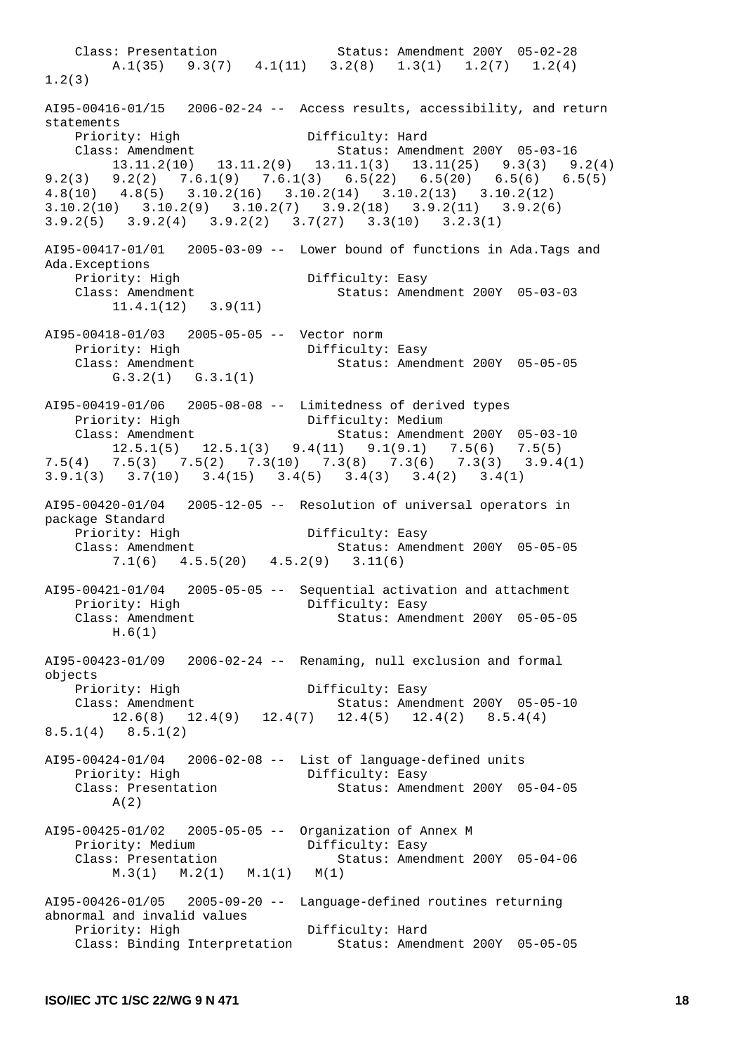```
    Class: Presentation               Status: Amendment 200Y  05-02-28
         A.1(35)   9.3(7)   4.1(11)   3.2(8)   1.3(1)   1.2(7)   1.2(4)
1.2(3)

AI95-00416-01/15   2006-02-24 --  Access results, accessibility, and return
statements
    Priority: High                Difficulty: Hard
    Class: Amendment                  Status: Amendment 200Y  05-03-16
         13.11.2(10)   13.11.2(9)   13.11.1(3)   13.11(25)   9.3(3)   9.2(4)
9.2(3)   9.2(2)   7.6.1(9)   7.6.1(3)   6.5(22)   6.5(20)   6.5(6)   6.5(5)
4.8(10)   4.8(5)   3.10.2(16)   3.10.2(14)   3.10.2(13)   3.10.2(12)
3.10.2(10)   3.10.2(9)   3.10.2(7)   3.9.2(18)   3.9.2(11)   3.9.2(6)
3.9.2(5)   3.9.2(4)   3.9.2(2)   3.7(27)   3.3(10)   3.2.3(1)

AI95-00417-01/01   2005-03-09 --  Lower bound of functions in Ada.Tags and
Ada.Exceptions
    Priority: High                Difficulty: Easy
    Class: Amendment                  Status: Amendment 200Y  05-03-03
         11.4.1(12)   3.9(11)

AI95-00418-01/03   2005-05-05 --  Vector norm
    Priority: High                Difficulty: Easy
    Class: Amendment                  Status: Amendment 200Y  05-05-05
         G.3.2(1)   G.3.1(1)

AI95-00419-01/06   2005-08-08 --  Limitedness of derived types
    Priority: High                Difficulty: Medium
    Class: Amendment                  Status: Amendment 200Y  05-03-10
         12.5.1(5)   12.5.1(3)   9.4(11)   9.1(9.1)   7.5(6)   7.5(5)
7.5(4)   7.5(3)   7.5(2)   7.3(10)   7.3(8)   7.3(6)   7.3(3)   3.9.4(1)
3.9.1(3)   3.7(10)   3.4(15)   3.4(5)   3.4(3)   3.4(2)   3.4(1)

AI95-00420-01/04   2005-12-05 --  Resolution of universal operators in
package Standard
    Priority: High                Difficulty: Easy
    Class: Amendment                  Status: Amendment 200Y  05-05-05
         7.1(6)   4.5.5(20)   4.5.2(9)   3.11(6)

AI95-00421-01/04   2005-05-05 --  Sequential activation and attachment
    Priority: High                Difficulty: Easy
    Class: Amendment                  Status: Amendment 200Y  05-05-05
         H.6(1)

AI95-00423-01/09   2006-02-24 --  Renaming, null exclusion and formal
objects
    Priority: High                Difficulty: Easy
    Class: Amendment                  Status: Amendment 200Y  05-05-10
         12.6(8)   12.4(9)   12.4(7)   12.4(5)   12.4(2)   8.5.4(4)
8.5.1(4)   8.5.1(2)

AI95-00424-01/04   2006-02-08 --  List of language-defined units
    Priority: High                Difficulty: Easy
    Class: Presentation               Status: Amendment 200Y  05-04-05
         A(2)

AI95-00425-01/02   2005-05-05 --  Organization of Annex M
    Priority: Medium              Difficulty: Easy
    Class: Presentation               Status: Amendment 200Y  05-04-06
         M.3(1)   M.2(1)   M.1(1)   M(1)

AI95-00426-01/05   2005-09-20 --  Language-defined routines returning
abnormal and invalid values
    Priority: High                Difficulty: Hard
    Class: Binding Interpretation     Status: Amendment 200Y  05-05-05
```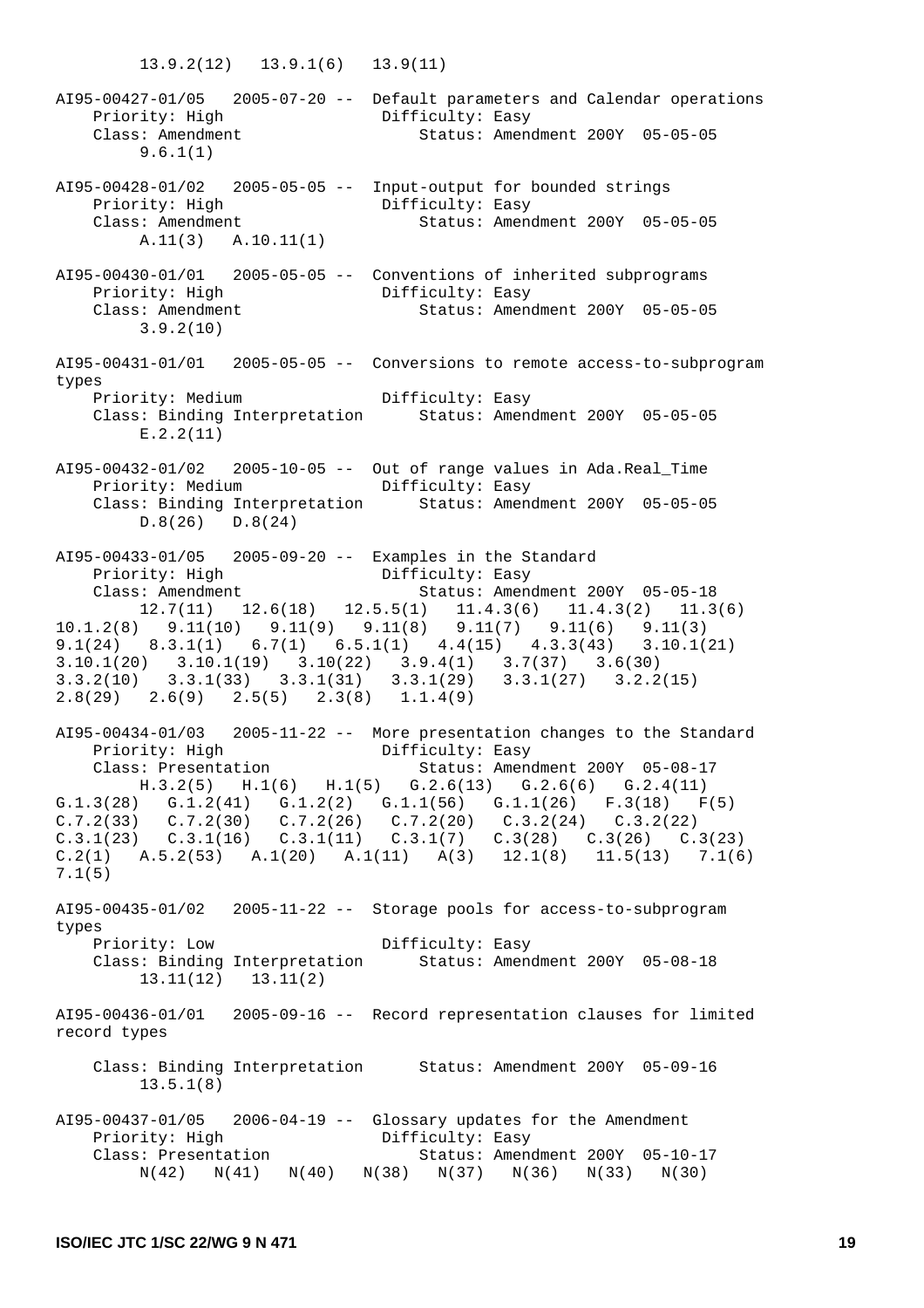13.9.2(12)   13.9.1(6)   13.9(11)

AI95-00427-01/05   2005-07-20 --  Default parameters and Calendar operations
Priority: High   Difficulty: Easy
Class: Amendment   Status: Amendment 200Y  05-05-05
9.6.1(1)

AI95-00428-01/02   2005-05-05 --  Input-output for bounded strings
Priority: High   Difficulty: Easy
Class: Amendment   Status: Amendment 200Y  05-05-05
A.11(3)   A.10.11(1)

AI95-00430-01/01   2005-05-05 --  Conventions of inherited subprograms
Priority: High   Difficulty: Easy
Class: Amendment   Status: Amendment 200Y  05-05-05
3.9.2(10)

AI95-00431-01/01   2005-05-05 --  Conversions to remote access-to-subprogram types
Priority: Medium   Difficulty: Easy
Class: Binding Interpretation   Status: Amendment 200Y  05-05-05
E.2.2(11)

AI95-00432-01/02   2005-10-05 --  Out of range values in Ada.Real_Time
Priority: Medium   Difficulty: Easy
Class: Binding Interpretation   Status: Amendment 200Y  05-05-05
D.8(26)   D.8(24)

AI95-00433-01/05   2005-09-20 --  Examples in the Standard
Priority: High   Difficulty: Easy
Class: Amendment   Status: Amendment 200Y  05-05-18
12.7(11)   12.6(18)   12.5.5(1)   11.4.3(6)   11.4.3(2)   11.3(6)
10.1.2(8)   9.11(10)   9.11(9)   9.11(8)   9.11(7)   9.11(6)   9.11(3)
9.1(24)   8.3.1(1)   6.7(1)   6.5.1(1)   4.4(15)   4.3.3(43)   3.10.1(21)
3.10.1(20)   3.10.1(19)   3.10(22)   3.9.4(1)   3.7(37)   3.6(30)
3.3.2(10)   3.3.1(33)   3.3.1(31)   3.3.1(29)   3.3.1(27)   3.2.2(15)
2.8(29)   2.6(9)   2.5(5)   2.3(8)   1.1.4(9)

AI95-00434-01/03   2005-11-22 --  More presentation changes to the Standard
Priority: High   Difficulty: Easy
Class: Presentation   Status: Amendment 200Y  05-08-17
H.3.2(5)   H.1(6)   H.1(5)   G.2.6(13)   G.2.6(6)   G.2.4(11)
G.1.3(28)   G.1.2(41)   G.1.2(2)   G.1.1(56)   G.1.1(26)   F.3(18)   F(5)
C.7.2(33)   C.7.2(30)   C.7.2(26)   C.7.2(20)   C.3.2(24)   C.3.2(22)
C.3.1(23)   C.3.1(16)   C.3.1(11)   C.3.1(7)   C.3(28)   C.3(26)   C.3(23)
C.2(1)   A.5.2(53)   A.1(20)   A.1(11)   A(3)   12.1(8)   11.5(13)   7.1(6)
7.1(5)

AI95-00435-01/02   2005-11-22 --  Storage pools for access-to-subprogram types
Priority: Low   Difficulty: Easy
Class: Binding Interpretation   Status: Amendment 200Y  05-08-18
13.11(12)   13.11(2)

AI95-00436-01/01   2005-09-16 --  Record representation clauses for limited record types

Class: Binding Interpretation   Status: Amendment 200Y  05-09-16
13.5.1(8)

AI95-00437-01/05   2006-04-19 --  Glossary updates for the Amendment
Priority: High   Difficulty: Easy
Class: Presentation   Status: Amendment 200Y  05-10-17
N(42)   N(41)   N(40)   N(38)   N(37)   N(36)   N(33)   N(30)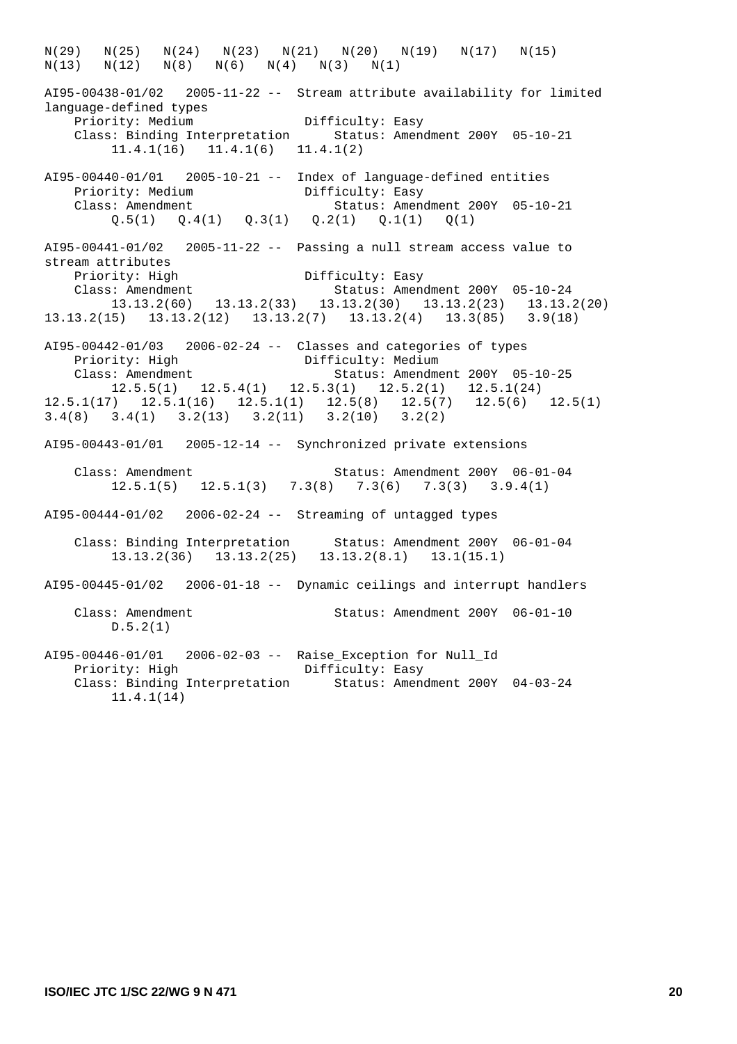```
N(29)   N(25)   N(24)   N(23)   N(21)   N(20)   N(19)   N(17)   N(15)
N(13)   N(12)   N(8)   N(6)   N(4)   N(3)   N(1)

AI95-00438-01/02   2005-11-22 --  Stream attribute availability for limited
language-defined types
    Priority: Medium               Difficulty: Easy
    Class: Binding Interpretation      Status: Amendment 200Y  05-10-21
         11.4.1(16)   11.4.1(6)   11.4.1(2)

AI95-00440-01/01   2005-10-21 --  Index of language-defined entities
    Priority: Medium               Difficulty: Easy
    Class: Amendment                   Status: Amendment 200Y  05-10-21
         Q.5(1)   Q.4(1)   Q.3(1)   Q.2(1)   Q.1(1)   Q(1)

AI95-00441-01/02   2005-11-22 --  Passing a null stream access value to
stream attributes
    Priority: High                 Difficulty: Easy
    Class: Amendment                   Status: Amendment 200Y  05-10-24
         13.13.2(60)   13.13.2(33)   13.13.2(30)   13.13.2(23)   13.13.2(20)
13.13.2(15)   13.13.2(12)   13.13.2(7)   13.13.2(4)   13.3(85)   3.9(18)

AI95-00442-01/03   2006-02-24 --  Classes and categories of types
    Priority: High                 Difficulty: Medium
    Class: Amendment                   Status: Amendment 200Y  05-10-25
         12.5.5(1)   12.5.4(1)   12.5.3(1)   12.5.2(1)   12.5.1(24)
12.5.1(17)   12.5.1(16)   12.5.1(1)   12.5(8)   12.5(7)   12.5(6)   12.5(1)
3.4(8)   3.4(1)   3.2(13)   3.2(11)   3.2(10)   3.2(2)

AI95-00443-01/01   2005-12-14 --  Synchronized private extensions

    Class: Amendment                   Status: Amendment 200Y  06-01-04
         12.5.1(5)   12.5.1(3)   7.3(8)   7.3(6)   7.3(3)   3.9.4(1)

AI95-00444-01/02   2006-02-24 --  Streaming of untagged types

    Class: Binding Interpretation      Status: Amendment 200Y  06-01-04
         13.13.2(36)   13.13.2(25)   13.13.2(8.1)   13.1(15.1)

AI95-00445-01/02   2006-01-18 --  Dynamic ceilings and interrupt handlers

    Class: Amendment                   Status: Amendment 200Y  06-01-10
         D.5.2(1)

AI95-00446-01/01   2006-02-03 --  Raise_Exception for Null_Id
    Priority: High                 Difficulty: Easy
    Class: Binding Interpretation      Status: Amendment 200Y  04-03-24
         11.4.1(14)
```